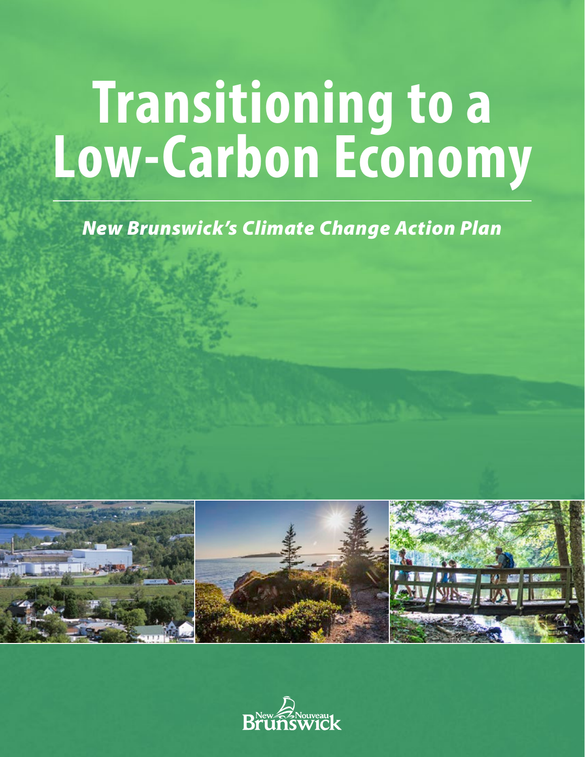# Transitioning to a Low-Carbon Economy

***New Brunswick's Climate Change Action Plan***

New Nouveau Brunswick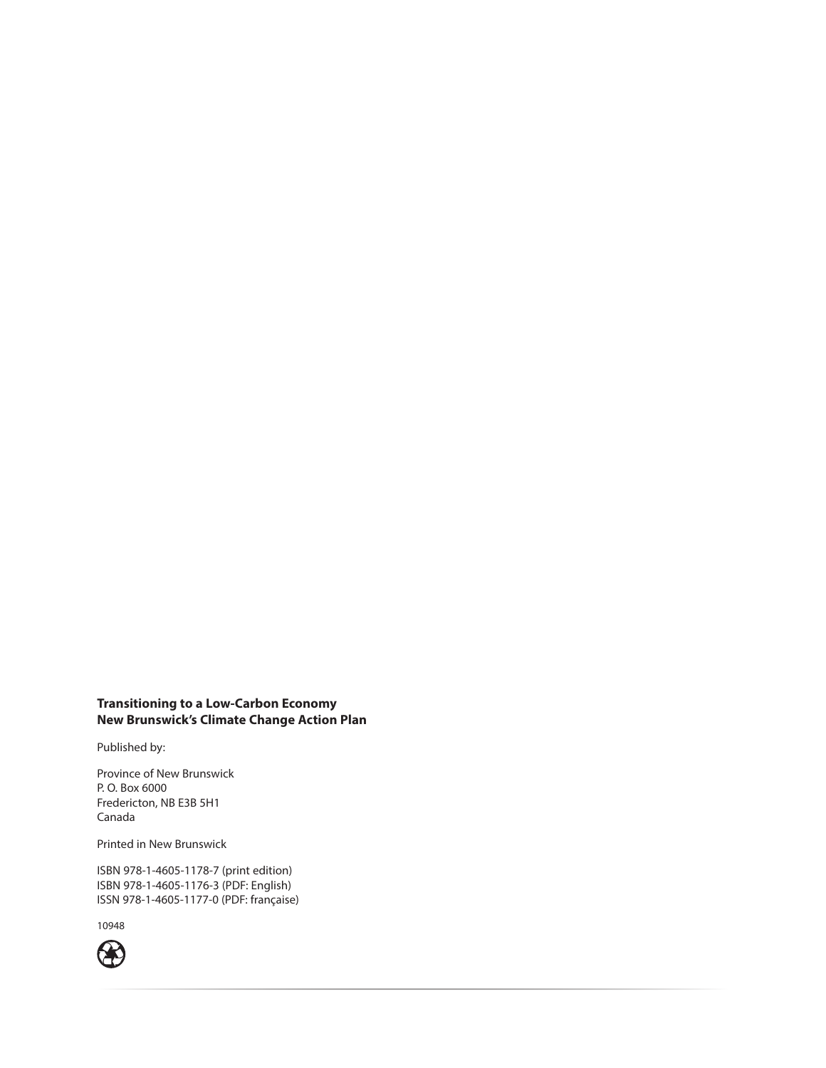**Transitioning to a Low-Carbon Economy**
**New Brunswick's Climate Change Action Plan**

Published by:

Province of New Brunswick
P. O. Box 6000
Fredericton, NB E3B 5H1
Canada

Printed in New Brunswick

ISBN 978-1-4605-1178-7 (print edition)
ISBN 978-1-4605-1176-3 (PDF: English)
ISSN 978-1-4605-1177-0 (PDF: française)

10948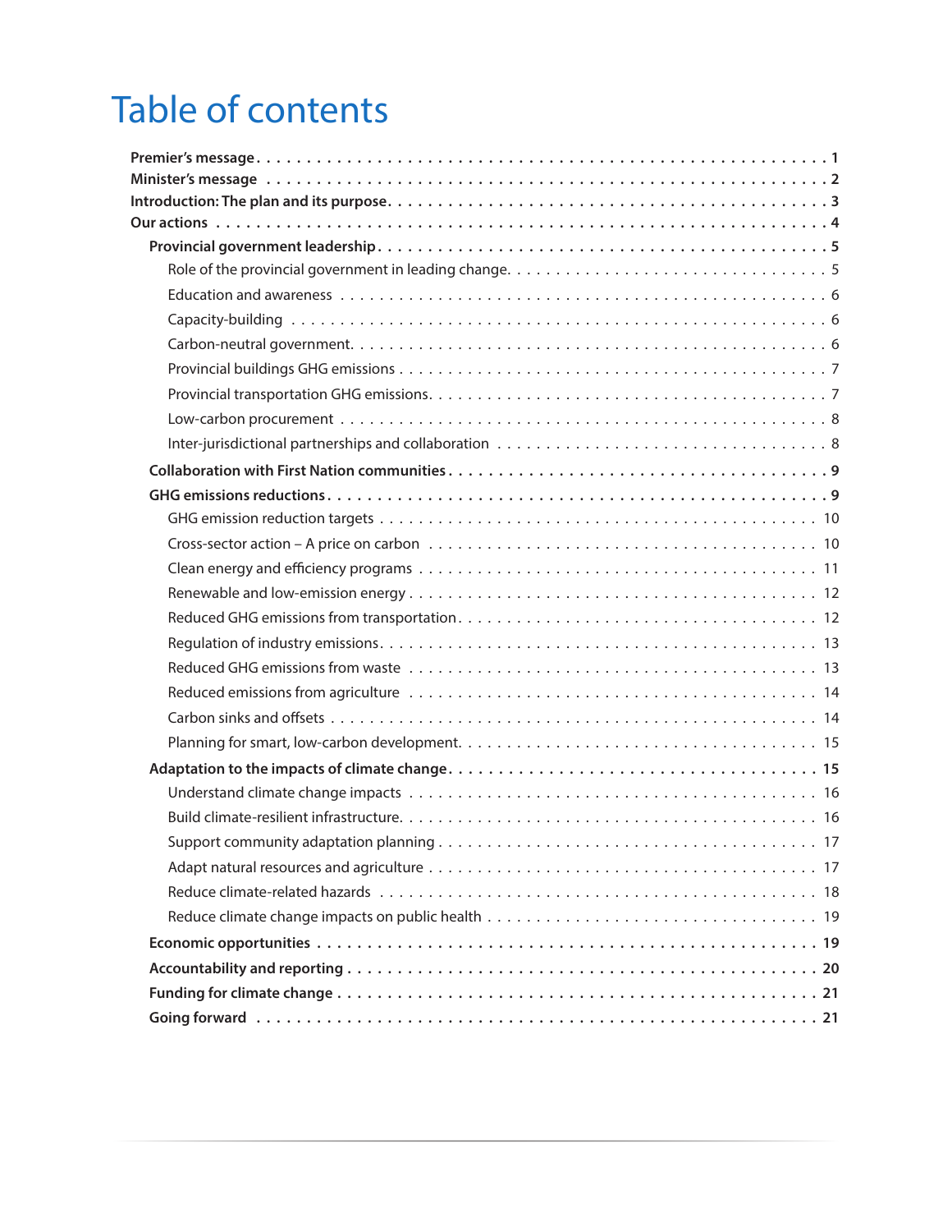# Table of contents

**Premier's message** . . . . . 1
**Minister's message** . . . . . 2
**Introduction: The plan and its purpose** . . . . . 3
**Our actions** . . . . . 4

- **Provincial government leadership** . . . . . 5
  - Role of the provincial government in leading change . . . . . 5
  - Education and awareness . . . . . 6
  - Capacity-building . . . . . 6
  - Carbon-neutral government . . . . . 6
  - Provincial buildings GHG emissions . . . . . 7
  - Provincial transportation GHG emissions . . . . . 7
  - Low-carbon procurement . . . . . 8
  - Inter-jurisdictional partnerships and collaboration . . . . . 8
- **Collaboration with First Nation communities** . . . . . 9
- **GHG emissions reductions** . . . . . 9
  - GHG emission reduction targets . . . . . 10
  - Cross-sector action – A price on carbon . . . . . 10
  - Clean energy and efficiency programs . . . . . 11
  - Renewable and low-emission energy . . . . . 12
  - Reduced GHG emissions from transportation . . . . . 12
  - Regulation of industry emissions . . . . . 13
  - Reduced GHG emissions from waste . . . . . 13
  - Reduced emissions from agriculture . . . . . 14
  - Carbon sinks and offsets . . . . . 14
  - Planning for smart, low-carbon development . . . . . 15
- **Adaptation to the impacts of climate change** . . . . . 15
  - Understand climate change impacts . . . . . 16
  - Build climate-resilient infrastructure . . . . . 16
  - Support community adaptation planning . . . . . 17
  - Adapt natural resources and agriculture . . . . . 17
  - Reduce climate-related hazards . . . . . 18
  - Reduce climate change impacts on public health . . . . . 19
- **Economic opportunities** . . . . . 19
- **Accountability and reporting** . . . . . 20
- **Funding for climate change** . . . . . 21
- **Going forward** . . . . . 21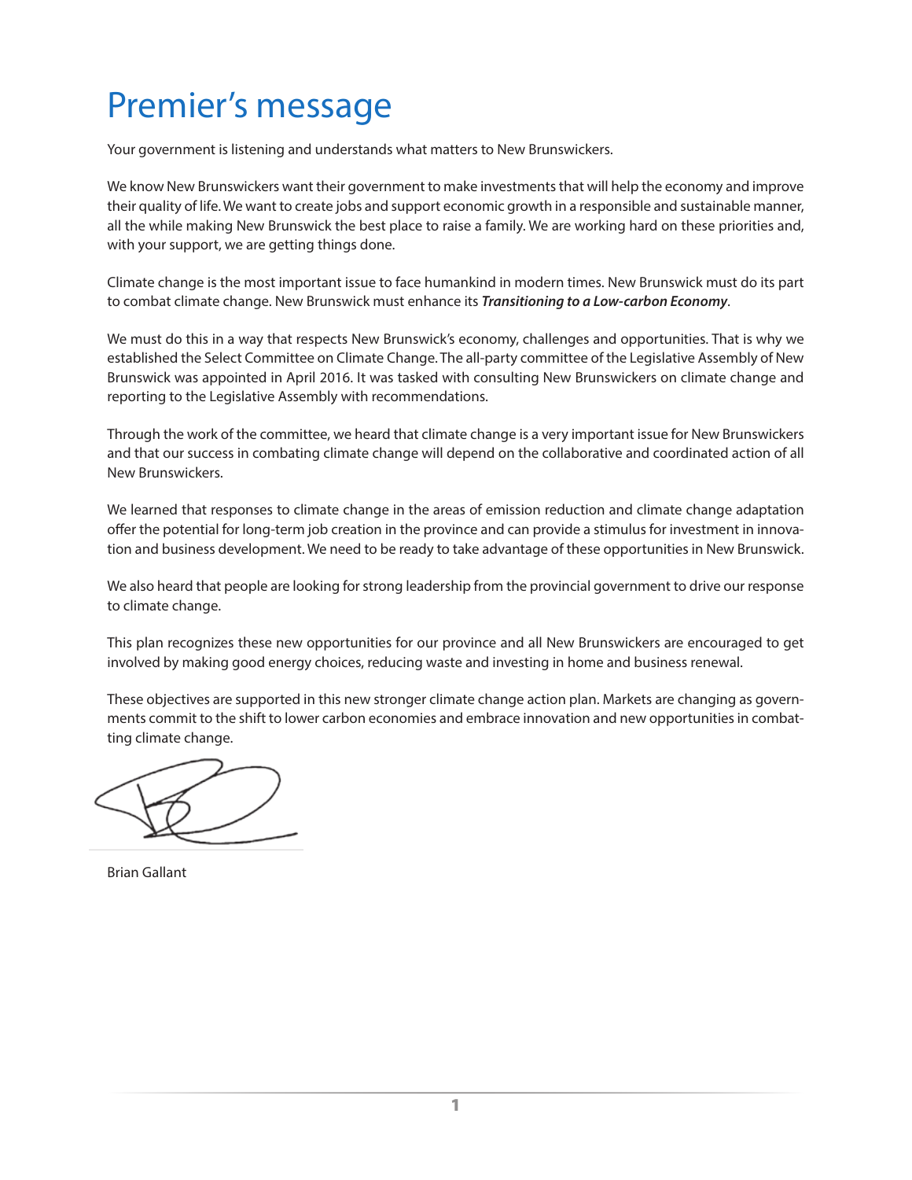# Premier's message

Your government is listening and understands what matters to New Brunswickers.

We know New Brunswickers want their government to make investments that will help the economy and improve their quality of life. We want to create jobs and support economic growth in a responsible and sustainable manner, all the while making New Brunswick the best place to raise a family. We are working hard on these priorities and, with your support, we are getting things done.

Climate change is the most important issue to face humankind in modern times. New Brunswick must do its part to combat climate change. New Brunswick must enhance its ***Transitioning to a Low-carbon Economy***.

We must do this in a way that respects New Brunswick's economy, challenges and opportunities. That is why we established the Select Committee on Climate Change. The all-party committee of the Legislative Assembly of New Brunswick was appointed in April 2016. It was tasked with consulting New Brunswickers on climate change and reporting to the Legislative Assembly with recommendations.

Through the work of the committee, we heard that climate change is a very important issue for New Brunswickers and that our success in combating climate change will depend on the collaborative and coordinated action of all New Brunswickers.

We learned that responses to climate change in the areas of emission reduction and climate change adaptation offer the potential for long-term job creation in the province and can provide a stimulus for investment in innovation and business development. We need to be ready to take advantage of these opportunities in New Brunswick.

We also heard that people are looking for strong leadership from the provincial government to drive our response to climate change.

This plan recognizes these new opportunities for our province and all New Brunswickers are encouraged to get involved by making good energy choices, reducing waste and investing in home and business renewal.

These objectives are supported in this new stronger climate change action plan. Markets are changing as governments commit to the shift to lower carbon economies and embrace innovation and new opportunities in combatting climate change.

Brian Gallant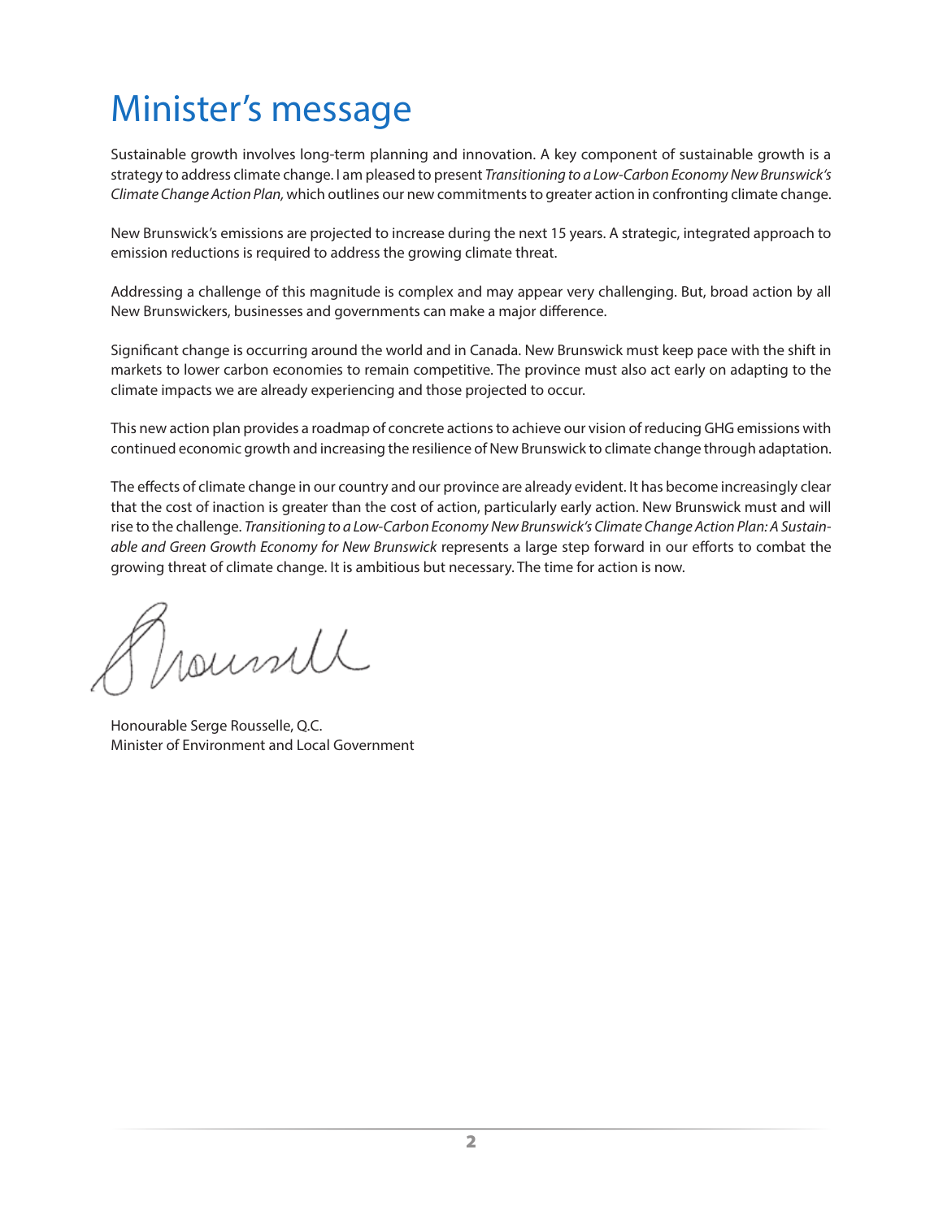# Minister's message

Sustainable growth involves long-term planning and innovation. A key component of sustainable growth is a strategy to address climate change. I am pleased to present *Transitioning to a Low-Carbon Economy New Brunswick's Climate Change Action Plan,* which outlines our new commitments to greater action in confronting climate change.

New Brunswick's emissions are projected to increase during the next 15 years. A strategic, integrated approach to emission reductions is required to address the growing climate threat.

Addressing a challenge of this magnitude is complex and may appear very challenging. But, broad action by all New Brunswickers, businesses and governments can make a major difference.

Significant change is occurring around the world and in Canada. New Brunswick must keep pace with the shift in markets to lower carbon economies to remain competitive. The province must also act early on adapting to the climate impacts we are already experiencing and those projected to occur.

This new action plan provides a roadmap of concrete actions to achieve our vision of reducing GHG emissions with continued economic growth and increasing the resilience of New Brunswick to climate change through adaptation.

The effects of climate change in our country and our province are already evident. It has become increasingly clear that the cost of inaction is greater than the cost of action, particularly early action. New Brunswick must and will rise to the challenge. *Transitioning to a Low-Carbon Economy New Brunswick's Climate Change Action Plan: A Sustainable and Green Growth Economy for New Brunswick* represents a large step forward in our efforts to combat the growing threat of climate change. It is ambitious but necessary. The time for action is now.

Honourable Serge Rousselle, Q.C.
Minister of Environment and Local Government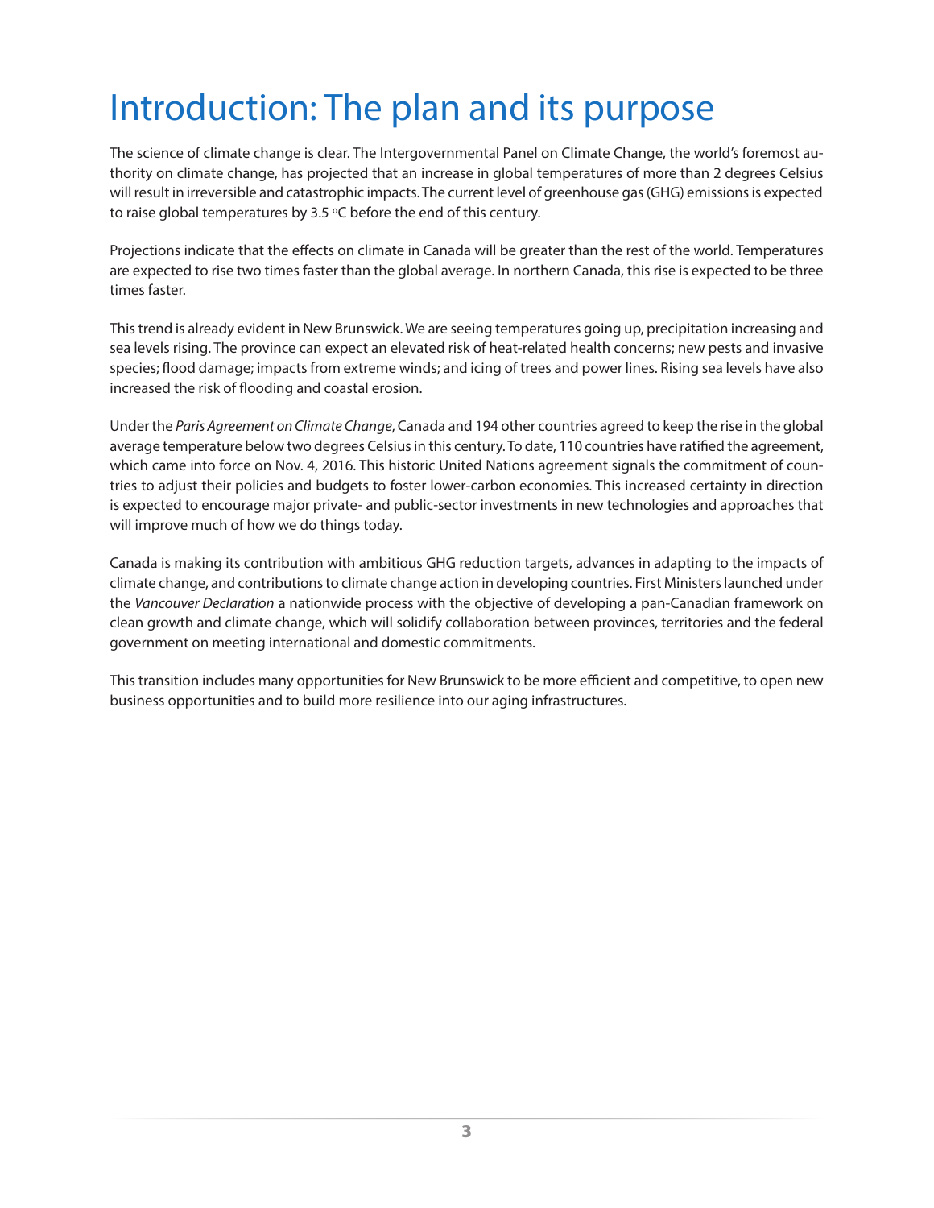# Introduction: The plan and its purpose

The science of climate change is clear. The Intergovernmental Panel on Climate Change, the world's foremost authority on climate change, has projected that an increase in global temperatures of more than 2 degrees Celsius will result in irreversible and catastrophic impacts. The current level of greenhouse gas (GHG) emissions is expected to raise global temperatures by 3.5 ºC before the end of this century.

Projections indicate that the effects on climate in Canada will be greater than the rest of the world. Temperatures are expected to rise two times faster than the global average. In northern Canada, this rise is expected to be three times faster.

This trend is already evident in New Brunswick. We are seeing temperatures going up, precipitation increasing and sea levels rising. The province can expect an elevated risk of heat-related health concerns; new pests and invasive species; flood damage; impacts from extreme winds; and icing of trees and power lines. Rising sea levels have also increased the risk of flooding and coastal erosion.

Under the *Paris Agreement on Climate Change*, Canada and 194 other countries agreed to keep the rise in the global average temperature below two degrees Celsius in this century. To date, 110 countries have ratified the agreement, which came into force on Nov. 4, 2016. This historic United Nations agreement signals the commitment of countries to adjust their policies and budgets to foster lower-carbon economies. This increased certainty in direction is expected to encourage major private- and public-sector investments in new technologies and approaches that will improve much of how we do things today.

Canada is making its contribution with ambitious GHG reduction targets, advances in adapting to the impacts of climate change, and contributions to climate change action in developing countries. First Ministers launched under the *Vancouver Declaration* a nationwide process with the objective of developing a pan-Canadian framework on clean growth and climate change, which will solidify collaboration between provinces, territories and the federal government on meeting international and domestic commitments.

This transition includes many opportunities for New Brunswick to be more efficient and competitive, to open new business opportunities and to build more resilience into our aging infrastructures.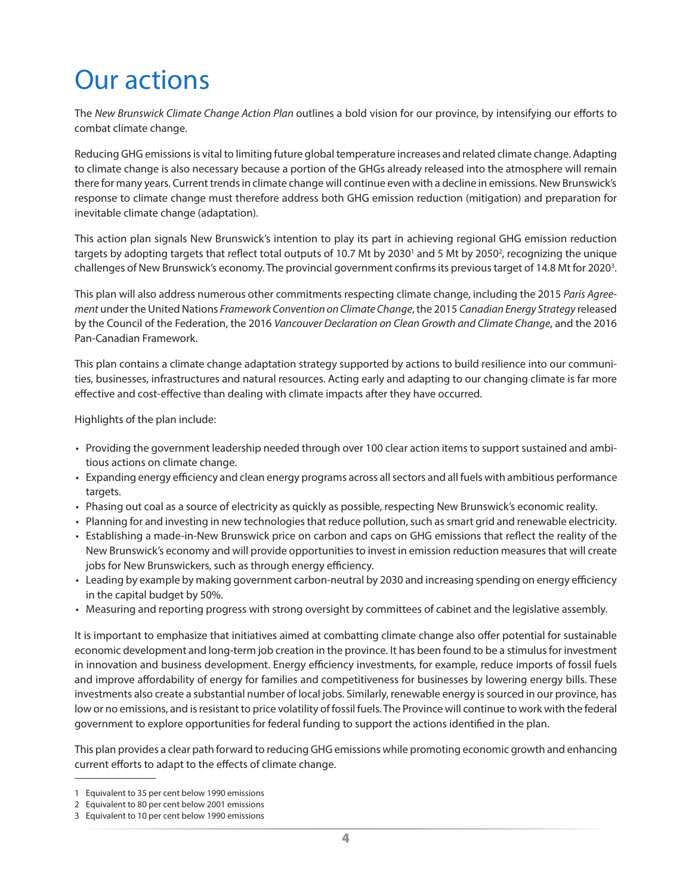# Our actions

The *New Brunswick Climate Change Action Plan* outlines a bold vision for our province, by intensifying our efforts to combat climate change.

Reducing GHG emissions is vital to limiting future global temperature increases and related climate change. Adapting to climate change is also necessary because a portion of the GHGs already released into the atmosphere will remain there for many years. Current trends in climate change will continue even with a decline in emissions. New Brunswick's response to climate change must therefore address both GHG emission reduction (mitigation) and preparation for inevitable climate change (adaptation).

This action plan signals New Brunswick's intention to play its part in achieving regional GHG emission reduction targets by adopting targets that reflect total outputs of 10.7 Mt by 2030[1] and 5 Mt by 2050[2], recognizing the unique challenges of New Brunswick's economy. The provincial government confirms its previous target of 14.8 Mt for 2020[3].

This plan will also address numerous other commitments respecting climate change, including the 2015 *Paris Agreement* under the United Nations *Framework Convention on Climate Change*, the 2015 *Canadian Energy Strategy* released by the Council of the Federation, the 2016 *Vancouver Declaration on Clean Growth and Climate Change*, and the 2016 Pan-Canadian Framework.

This plan contains a climate change adaptation strategy supported by actions to build resilience into our communities, businesses, infrastructures and natural resources. Acting early and adapting to our changing climate is far more effective and cost-effective than dealing with climate impacts after they have occurred.

Highlights of the plan include:

- Providing the government leadership needed through over 100 clear action items to support sustained and ambitious actions on climate change.
- Expanding energy efficiency and clean energy programs across all sectors and all fuels with ambitious performance targets.
- Phasing out coal as a source of electricity as quickly as possible, respecting New Brunswick's economic reality.
- Planning for and investing in new technologies that reduce pollution, such as smart grid and renewable electricity.
- Establishing a made-in-New Brunswick price on carbon and caps on GHG emissions that reflect the reality of the New Brunswick's economy and will provide opportunities to invest in emission reduction measures that will create jobs for New Brunswickers, such as through energy efficiency.
- Leading by example by making government carbon-neutral by 2030 and increasing spending on energy efficiency in the capital budget by 50%.
- Measuring and reporting progress with strong oversight by committees of cabinet and the legislative assembly.

It is important to emphasize that initiatives aimed at combatting climate change also offer potential for sustainable economic development and long-term job creation in the province. It has been found to be a stimulus for investment in innovation and business development. Energy efficiency investments, for example, reduce imports of fossil fuels and improve affordability of energy for families and competitiveness for businesses by lowering energy bills. These investments also create a substantial number of local jobs. Similarly, renewable energy is sourced in our province, has low or no emissions, and is resistant to price volatility of fossil fuels. The Province will continue to work with the federal government to explore opportunities for federal funding to support the actions identified in the plan.

This plan provides a clear path forward to reducing GHG emissions while promoting economic growth and enhancing current efforts to adapt to the effects of climate change.

---

1 Equivalent to 35 per cent below 1990 emissions
2 Equivalent to 80 per cent below 2001 emissions
3 Equivalent to 10 per cent below 1990 emissions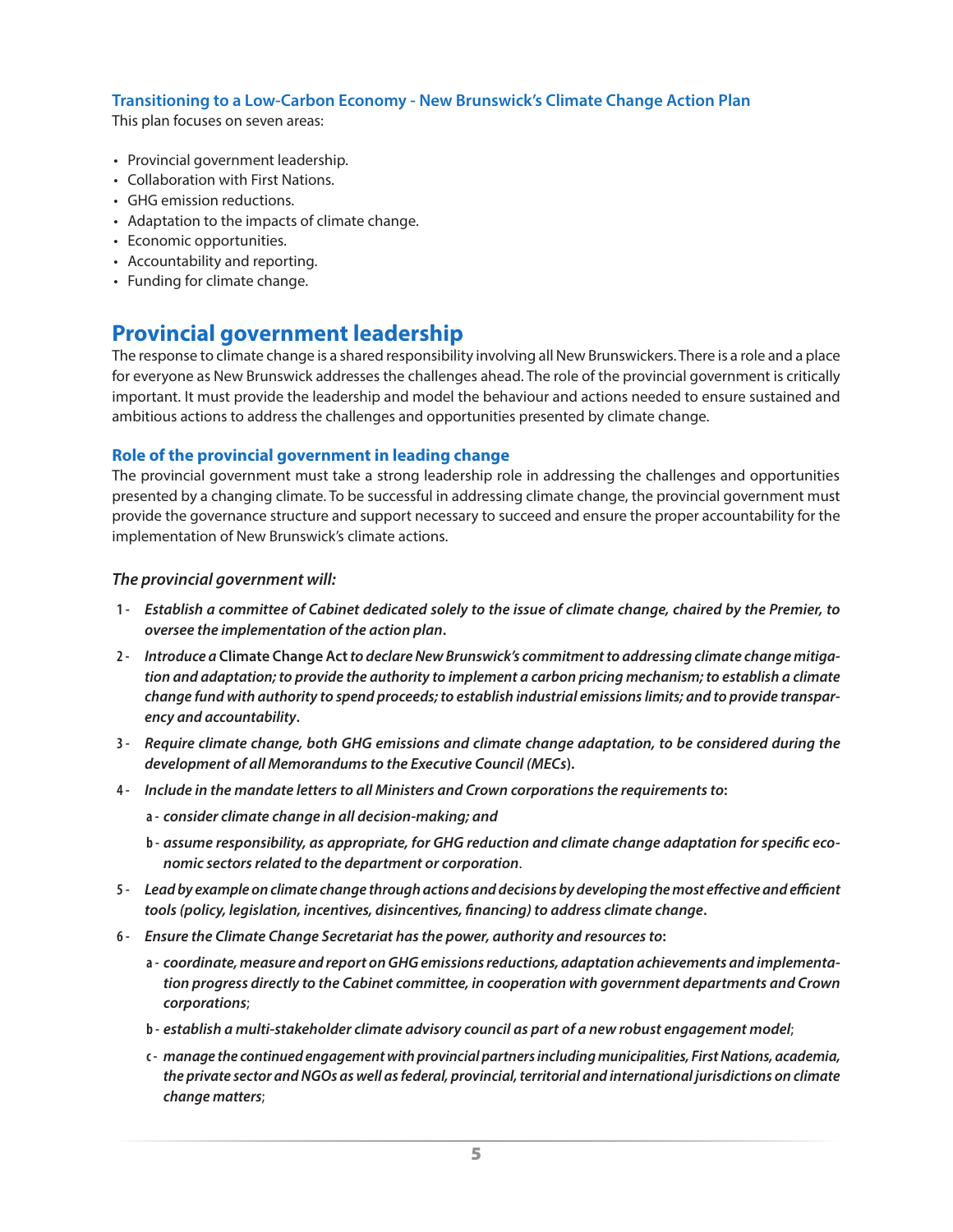### Transitioning to a Low-Carbon Economy - New Brunswick's Climate Change Action Plan

This plan focuses on seven areas:

- Provincial government leadership.
- Collaboration with First Nations.
- GHG emission reductions.
- Adaptation to the impacts of climate change.
- Economic opportunities.
- Accountability and reporting.
- Funding for climate change.

## Provincial government leadership

The response to climate change is a shared responsibility involving all New Brunswickers. There is a role and a place for everyone as New Brunswick addresses the challenges ahead. The role of the provincial government is critically important. It must provide the leadership and model the behaviour and actions needed to ensure sustained and ambitious actions to address the challenges and opportunities presented by climate change.

### Role of the provincial government in leading change

The provincial government must take a strong leadership role in addressing the challenges and opportunities presented by a changing climate. To be successful in addressing climate change, the provincial government must provide the governance structure and support necessary to succeed and ensure the proper accountability for the implementation of New Brunswick's climate actions.

***The provincial government will:***

1 - ***Establish a committee of Cabinet dedicated solely to the issue of climate change, chaired by the Premier, to oversee the implementation of the action plan.***

2 - ***Introduce a*** **Climate Change Act** ***to declare New Brunswick's commitment to addressing climate change mitigation and adaptation; to provide the authority to implement a carbon pricing mechanism; to establish a climate change fund with authority to spend proceeds; to establish industrial emissions limits; and to provide transparency and accountability.***

3 - ***Require climate change, both GHG emissions and climate change adaptation, to be considered during the development of all Memorandums to the Executive Council (MECs).***

4 - ***Include in the mandate letters to all Ministers and Crown corporations the requirements to:***

   a - ***consider climate change in all decision-making; and***

   b - ***assume responsibility, as appropriate, for GHG reduction and climate change adaptation for specific economic sectors related to the department or corporation.***

5 - ***Lead by example on climate change through actions and decisions by developing the most effective and efficient tools (policy, legislation, incentives, disincentives, financing) to address climate change.***

6 - ***Ensure the Climate Change Secretariat has the power, authority and resources to:***

   a - ***coordinate, measure and report on GHG emissions reductions, adaptation achievements and implementation progress directly to the Cabinet committee, in cooperation with government departments and Crown corporations;***

   b - ***establish a multi-stakeholder climate advisory council as part of a new robust engagement model;***

   c - ***manage the continued engagement with provincial partners including municipalities, First Nations, academia, the private sector and NGOs as well as federal, provincial, territorial and international jurisdictions on climate change matters;***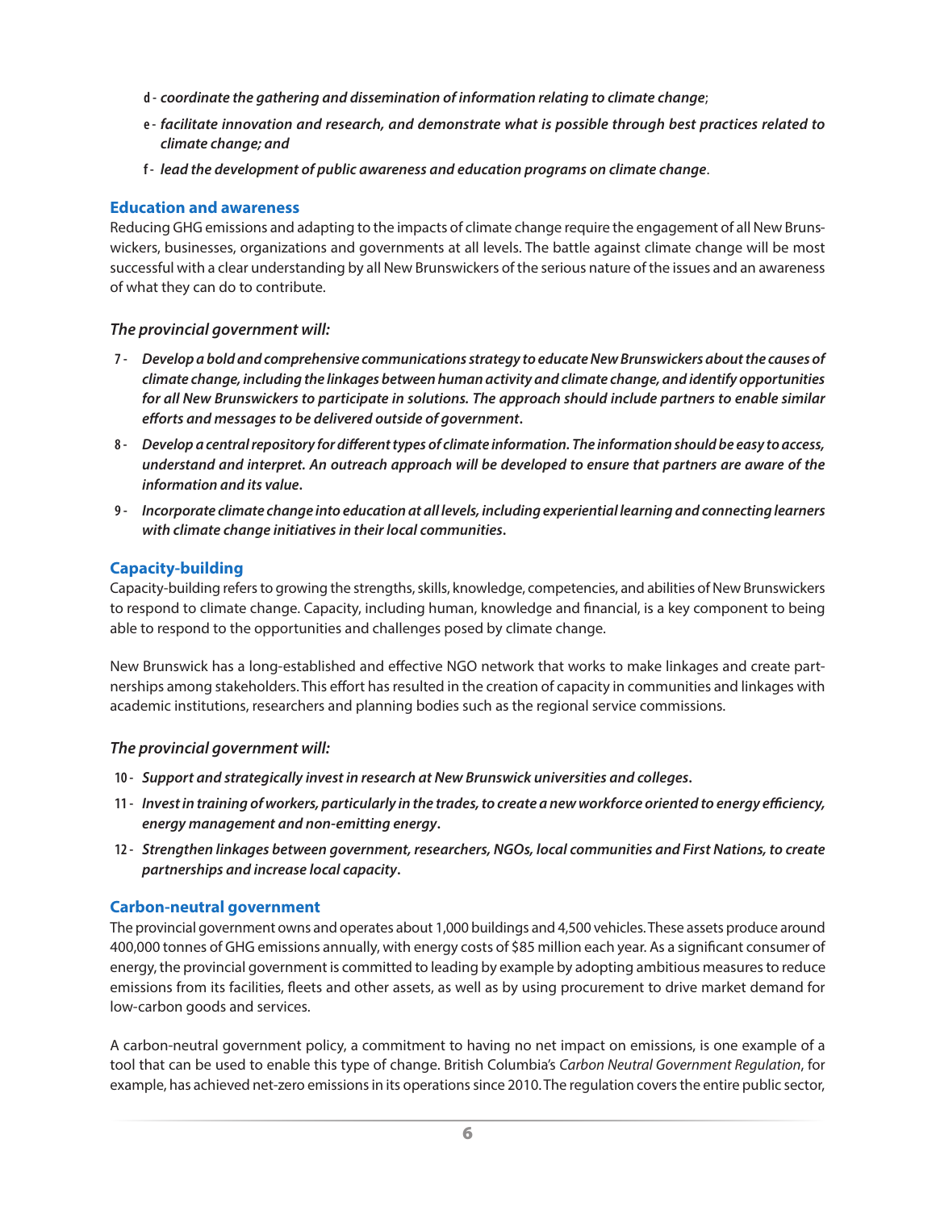- **d -** ***coordinate the gathering and dissemination of information relating to climate change***;
- **e -** ***facilitate innovation and research, and demonstrate what is possible through best practices related to climate change; and***
- **f -** ***lead the development of public awareness and education programs on climate change***.

### Education and awareness

Reducing GHG emissions and adapting to the impacts of climate change require the engagement of all New Brunswickers, businesses, organizations and governments at all levels. The battle against climate change will be most successful with a clear understanding by all New Brunswickers of the serious nature of the issues and an awareness of what they can do to contribute.

#### *The provincial government will:*

- **7 -** ***Develop a bold and comprehensive communications strategy to educate New Brunswickers about the causes of climate change, including the linkages between human activity and climate change, and identify opportunities for all New Brunswickers to participate in solutions. The approach should include partners to enable similar efforts and messages to be delivered outside of government.***
- **8 -** ***Develop a central repository for different types of climate information. The information should be easy to access, understand and interpret. An outreach approach will be developed to ensure that partners are aware of the information and its value.***
- **9 -** ***Incorporate climate change into education at all levels, including experiential learning and connecting learners with climate change initiatives in their local communities.***

### Capacity-building

Capacity-building refers to growing the strengths, skills, knowledge, competencies, and abilities of New Brunswickers to respond to climate change. Capacity, including human, knowledge and financial, is a key component to being able to respond to the opportunities and challenges posed by climate change.

New Brunswick has a long-established and effective NGO network that works to make linkages and create partnerships among stakeholders. This effort has resulted in the creation of capacity in communities and linkages with academic institutions, researchers and planning bodies such as the regional service commissions.

#### *The provincial government will:*

- **10 -** ***Support and strategically invest in research at New Brunswick universities and colleges.***
- **11 -** ***Invest in training of workers, particularly in the trades, to create a new workforce oriented to energy efficiency, energy management and non-emitting energy.***
- **12 -** ***Strengthen linkages between government, researchers, NGOs, local communities and First Nations, to create partnerships and increase local capacity.***

### Carbon-neutral government

The provincial government owns and operates about 1,000 buildings and 4,500 vehicles. These assets produce around 400,000 tonnes of GHG emissions annually, with energy costs of $85 million each year. As a significant consumer of energy, the provincial government is committed to leading by example by adopting ambitious measures to reduce emissions from its facilities, fleets and other assets, as well as by using procurement to drive market demand for low-carbon goods and services.

A carbon-neutral government policy, a commitment to having no net impact on emissions, is one example of a tool that can be used to enable this type of change. British Columbia's *Carbon Neutral Government Regulation*, for example, has achieved net-zero emissions in its operations since 2010. The regulation covers the entire public sector,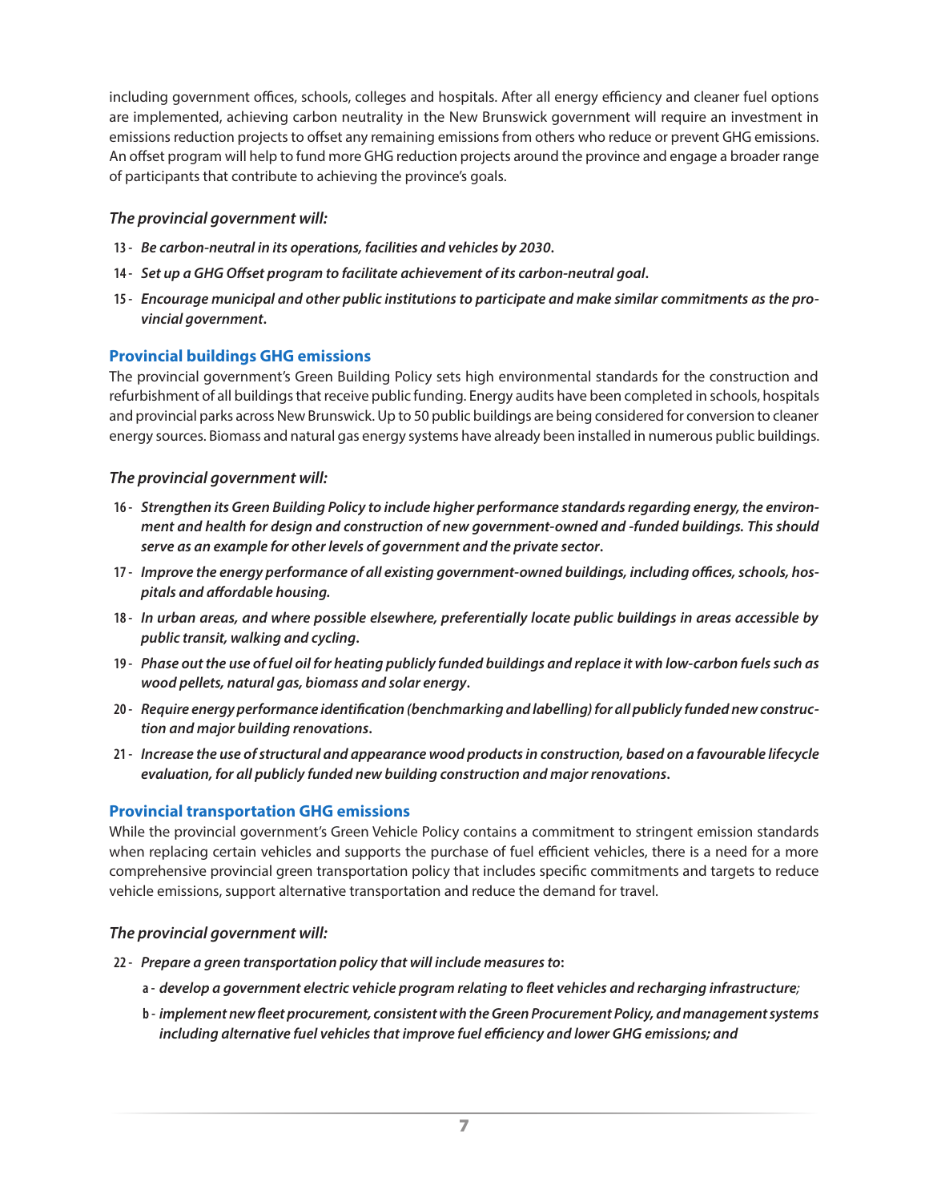including government offices, schools, colleges and hospitals. After all energy efficiency and cleaner fuel options are implemented, achieving carbon neutrality in the New Brunswick government will require an investment in emissions reduction projects to offset any remaining emissions from others who reduce or prevent GHG emissions. An offset program will help to fund more GHG reduction projects around the province and engage a broader range of participants that contribute to achieving the province's goals.

*The provincial government will:*

13 - ***Be carbon-neutral in its operations, facilities and vehicles by 2030.***

14 - ***Set up a GHG Offset program to facilitate achievement of its carbon-neutral goal.***

15 - ***Encourage municipal and other public institutions to participate and make similar commitments as the provincial government.***

### Provincial buildings GHG emissions

The provincial government's Green Building Policy sets high environmental standards for the construction and refurbishment of all buildings that receive public funding. Energy audits have been completed in schools, hospitals and provincial parks across New Brunswick. Up to 50 public buildings are being considered for conversion to cleaner energy sources. Biomass and natural gas energy systems have already been installed in numerous public buildings.

*The provincial government will:*

16 - ***Strengthen its Green Building Policy to include higher performance standards regarding energy, the environment and health for design and construction of new government-owned and -funded buildings. This should serve as an example for other levels of government and the private sector.***

17 - ***Improve the energy performance of all existing government-owned buildings, including offices, schools, hospitals and affordable housing.***

18 - ***In urban areas, and where possible elsewhere, preferentially locate public buildings in areas accessible by public transit, walking and cycling.***

19 - ***Phase out the use of fuel oil for heating publicly funded buildings and replace it with low-carbon fuels such as wood pellets, natural gas, biomass and solar energy.***

20 - ***Require energy performance identification (benchmarking and labelling) for all publicly funded new construction and major building renovations.***

21 - ***Increase the use of structural and appearance wood products in construction, based on a favourable lifecycle evaluation, for all publicly funded new building construction and major renovations.***

### Provincial transportation GHG emissions

While the provincial government's Green Vehicle Policy contains a commitment to stringent emission standards when replacing certain vehicles and supports the purchase of fuel efficient vehicles, there is a need for a more comprehensive provincial green transportation policy that includes specific commitments and targets to reduce vehicle emissions, support alternative transportation and reduce the demand for travel.

*The provincial government will:*

22 - ***Prepare a green transportation policy that will include measures to:***

- a - ***develop a government electric vehicle program relating to fleet vehicles and recharging infrastructure;***
- b - ***implement new fleet procurement, consistent with the Green Procurement Policy, and management systems including alternative fuel vehicles that improve fuel efficiency and lower GHG emissions; and***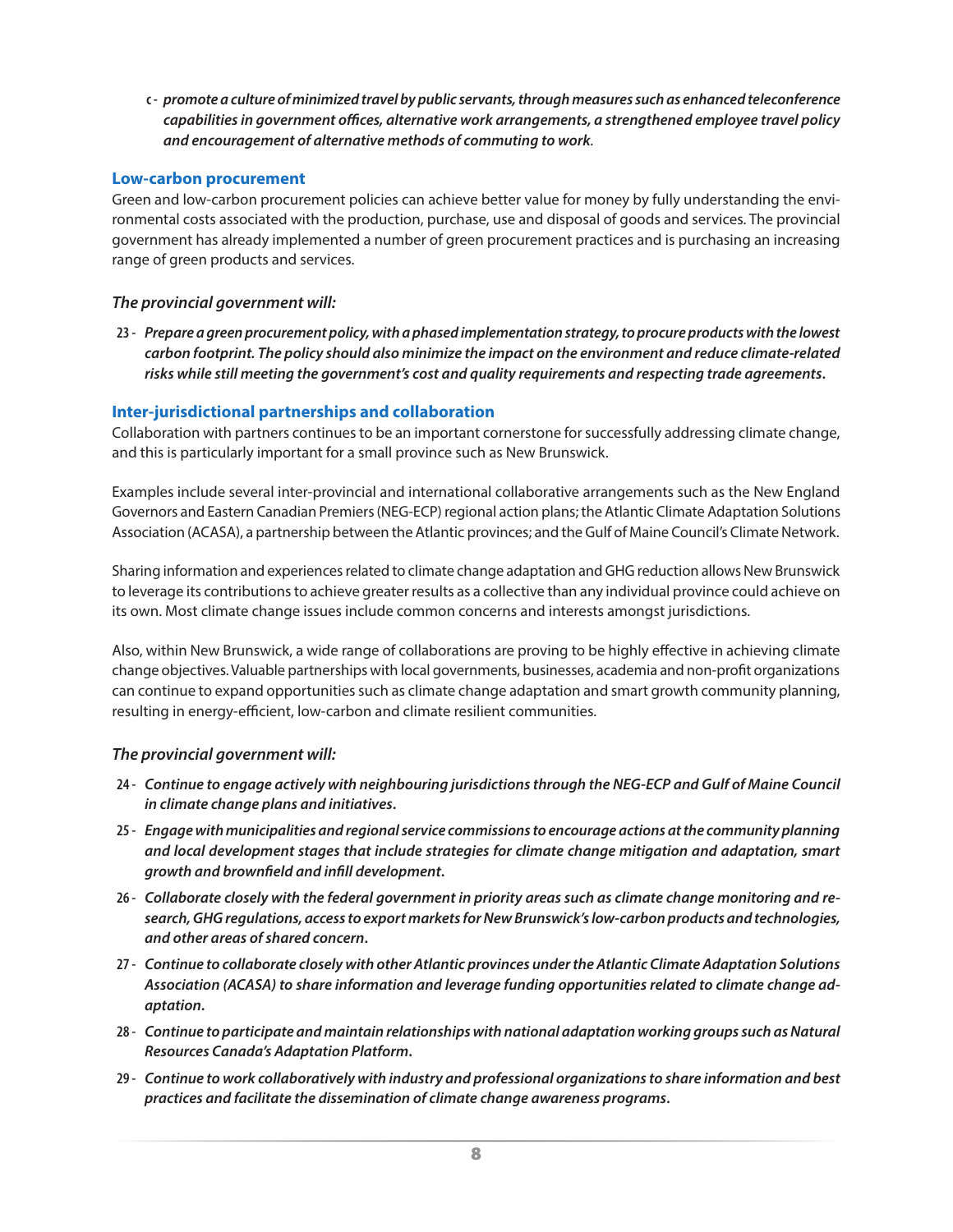c - ***promote a culture of minimized travel by public servants, through measures such as enhanced teleconference capabilities in government offices, alternative work arrangements, a strengthened employee travel policy and encouragement of alternative methods of commuting to work.***

### Low-carbon procurement

Green and low-carbon procurement policies can achieve better value for money by fully understanding the environmental costs associated with the production, purchase, use and disposal of goods and services. The provincial government has already implemented a number of green procurement practices and is purchasing an increasing range of green products and services.

*The provincial government will:*

23 - ***Prepare a green procurement policy, with a phased implementation strategy, to procure products with the lowest carbon footprint. The policy should also minimize the impact on the environment and reduce climate-related risks while still meeting the government's cost and quality requirements and respecting trade agreements.***

### Inter-jurisdictional partnerships and collaboration

Collaboration with partners continues to be an important cornerstone for successfully addressing climate change, and this is particularly important for a small province such as New Brunswick.

Examples include several inter-provincial and international collaborative arrangements such as the New England Governors and Eastern Canadian Premiers (NEG-ECP) regional action plans; the Atlantic Climate Adaptation Solutions Association (ACASA), a partnership between the Atlantic provinces; and the Gulf of Maine Council's Climate Network.

Sharing information and experiences related to climate change adaptation and GHG reduction allows New Brunswick to leverage its contributions to achieve greater results as a collective than any individual province could achieve on its own. Most climate change issues include common concerns and interests amongst jurisdictions.

Also, within New Brunswick, a wide range of collaborations are proving to be highly effective in achieving climate change objectives. Valuable partnerships with local governments, businesses, academia and non-profit organizations can continue to expand opportunities such as climate change adaptation and smart growth community planning, resulting in energy-efficient, low-carbon and climate resilient communities.

*The provincial government will:*

24 - ***Continue to engage actively with neighbouring jurisdictions through the NEG-ECP and Gulf of Maine Council in climate change plans and initiatives.***

25 - ***Engage with municipalities and regional service commissions to encourage actions at the community planning and local development stages that include strategies for climate change mitigation and adaptation, smart growth and brownfield and infill development.***

26 - ***Collaborate closely with the federal government in priority areas such as climate change monitoring and research, GHG regulations, access to export markets for New Brunswick's low-carbon products and technologies, and other areas of shared concern.***

27 - ***Continue to collaborate closely with other Atlantic provinces under the Atlantic Climate Adaptation Solutions Association (ACASA) to share information and leverage funding opportunities related to climate change adaptation.***

28 - ***Continue to participate and maintain relationships with national adaptation working groups such as Natural Resources Canada's Adaptation Platform.***

29 - ***Continue to work collaboratively with industry and professional organizations to share information and best practices and facilitate the dissemination of climate change awareness programs.***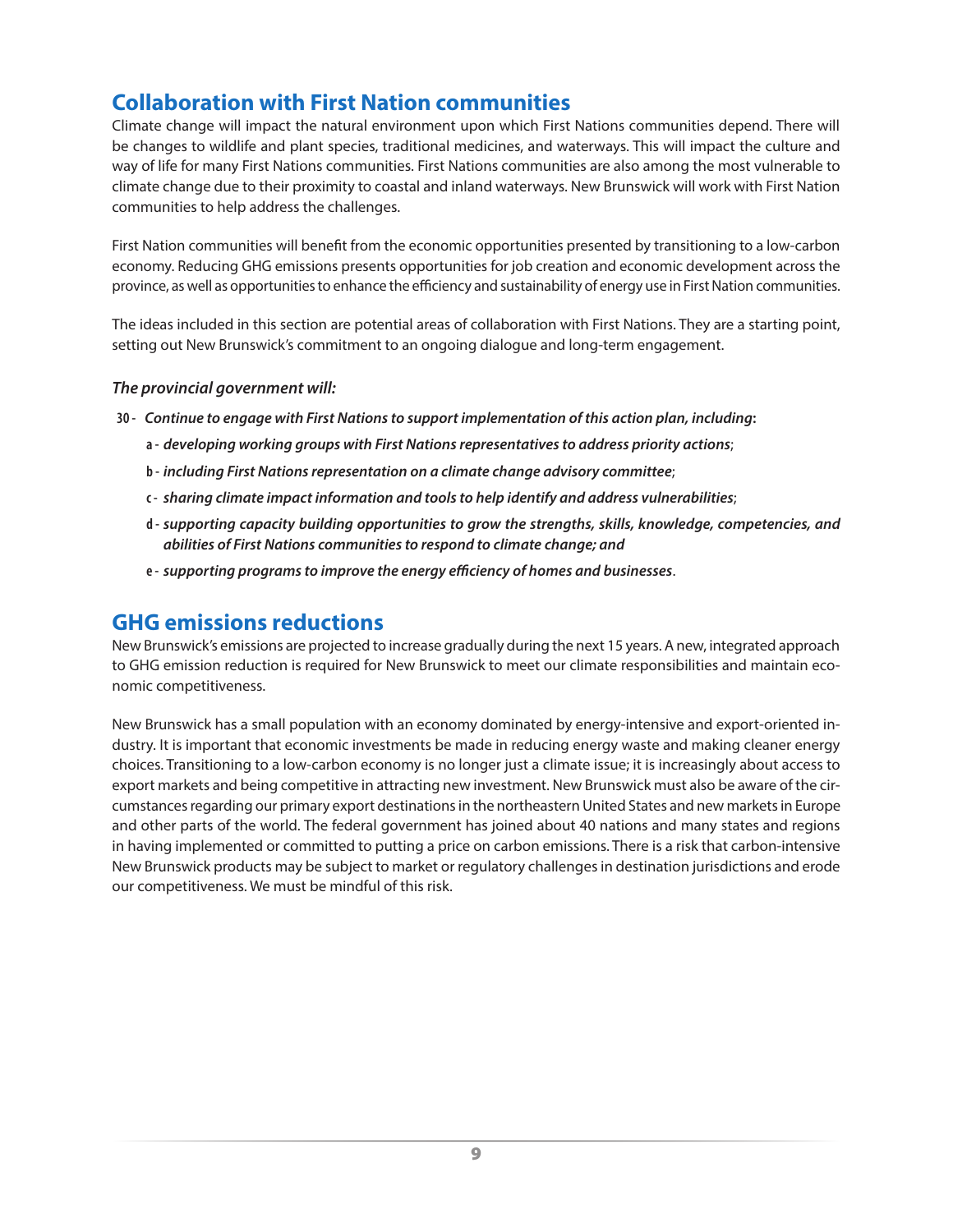## Collaboration with First Nation communities

Climate change will impact the natural environment upon which First Nations communities depend. There will be changes to wildlife and plant species, traditional medicines, and waterways. This will impact the culture and way of life for many First Nations communities. First Nations communities are also among the most vulnerable to climate change due to their proximity to coastal and inland waterways. New Brunswick will work with First Nation communities to help address the challenges.

First Nation communities will benefit from the economic opportunities presented by transitioning to a low-carbon economy. Reducing GHG emissions presents opportunities for job creation and economic development across the province, as well as opportunities to enhance the efficiency and sustainability of energy use in First Nation communities.

The ideas included in this section are potential areas of collaboration with First Nations. They are a starting point, setting out New Brunswick's commitment to an ongoing dialogue and long-term engagement.

***The provincial government will:***

**30 -** ***Continue to engage with First Nations to support implementation of this action plan, including*****:**

- **a -** ***developing working groups with First Nations representatives to address priority actions***;
- **b -** ***including First Nations representation on a climate change advisory committee***;
- **c -** ***sharing climate impact information and tools to help identify and address vulnerabilities***;
- **d -** ***supporting capacity building opportunities to grow the strengths, skills, knowledge, competencies, and abilities of First Nations communities to respond to climate change; and***
- **e -** ***supporting programs to improve the energy efficiency of homes and businesses***.

## GHG emissions reductions

New Brunswick's emissions are projected to increase gradually during the next 15 years. A new, integrated approach to GHG emission reduction is required for New Brunswick to meet our climate responsibilities and maintain economic competitiveness.

New Brunswick has a small population with an economy dominated by energy-intensive and export-oriented industry. It is important that economic investments be made in reducing energy waste and making cleaner energy choices. Transitioning to a low-carbon economy is no longer just a climate issue; it is increasingly about access to export markets and being competitive in attracting new investment. New Brunswick must also be aware of the circumstances regarding our primary export destinations in the northeastern United States and new markets in Europe and other parts of the world. The federal government has joined about 40 nations and many states and regions in having implemented or committed to putting a price on carbon emissions. There is a risk that carbon-intensive New Brunswick products may be subject to market or regulatory challenges in destination jurisdictions and erode our competitiveness. We must be mindful of this risk.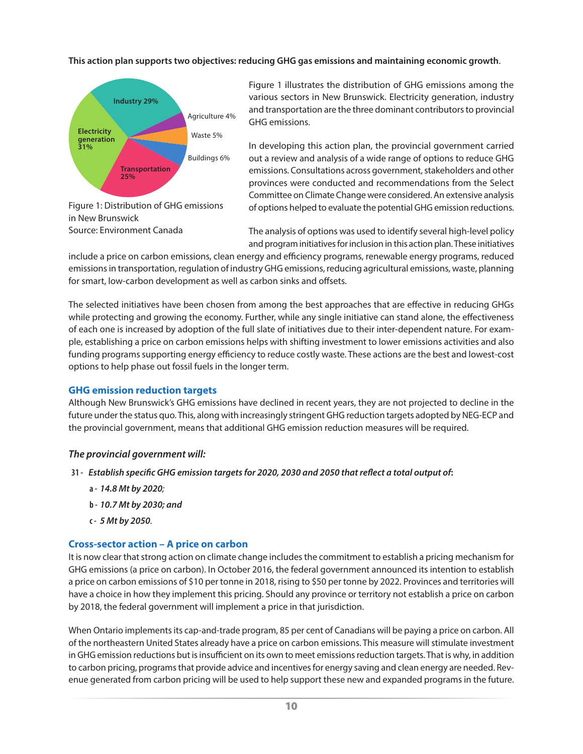**This action plan supports two objectives: reducing GHG gas emissions and maintaining economic growth**.

Figure 1: Distribution of GHG emissions in New Brunswick
Source: Environment Canada

Figure 1 illustrates the distribution of GHG emissions among the various sectors in New Brunswick. Electricity generation, industry and transportation are the three dominant contributors to provincial GHG emissions.

In developing this action plan, the provincial government carried out a review and analysis of a wide range of options to reduce GHG emissions. Consultations across government, stakeholders and other provinces were conducted and recommendations from the Select Committee on Climate Change were considered. An extensive analysis of options helped to evaluate the potential GHG emission reductions.

The analysis of options was used to identify several high-level policy and program initiatives for inclusion in this action plan. These initiatives include a price on carbon emissions, clean energy and efficiency programs, renewable energy programs, reduced emissions in transportation, regulation of industry GHG emissions, reducing agricultural emissions, waste, planning for smart, low-carbon development as well as carbon sinks and offsets.

The selected initiatives have been chosen from among the best approaches that are effective in reducing GHGs while protecting and growing the economy. Further, while any single initiative can stand alone, the effectiveness of each one is increased by adoption of the full slate of initiatives due to their inter-dependent nature. For example, establishing a price on carbon emissions helps with shifting investment to lower emissions activities and also funding programs supporting energy efficiency to reduce costly waste. These actions are the best and lowest-cost options to help phase out fossil fuels in the longer term.

### GHG emission reduction targets

Although New Brunswick's GHG emissions have declined in recent years, they are not projected to decline in the future under the status quo. This, along with increasingly stringent GHG reduction targets adopted by NEG-ECP and the provincial government, means that additional GHG emission reduction measures will be required.

***The provincial government will:***

31 - ***Establish specific GHG emission targets for 2020, 2030 and 2050 that reflect a total output of*:**

- a - ***14.8 Mt by 2020;***
- b - ***10.7 Mt by 2030; and***
- c - ***5 Mt by 2050*.**

### Cross-sector action – A price on carbon

It is now clear that strong action on climate change includes the commitment to establish a pricing mechanism for GHG emissions (a price on carbon). In October 2016, the federal government announced its intention to establish a price on carbon emissions of $10 per tonne in 2018, rising to $50 per tonne by 2022. Provinces and territories will have a choice in how they implement this pricing. Should any province or territory not establish a price on carbon by 2018, the federal government will implement a price in that jurisdiction.

When Ontario implements its cap-and-trade program, 85 per cent of Canadians will be paying a price on carbon. All of the northeastern United States already have a price on carbon emissions. This measure will stimulate investment in GHG emission reductions but is insufficient on its own to meet emissions reduction targets. That is why, in addition to carbon pricing, programs that provide advice and incentives for energy saving and clean energy are needed. Revenue generated from carbon pricing will be used to help support these new and expanded programs in the future.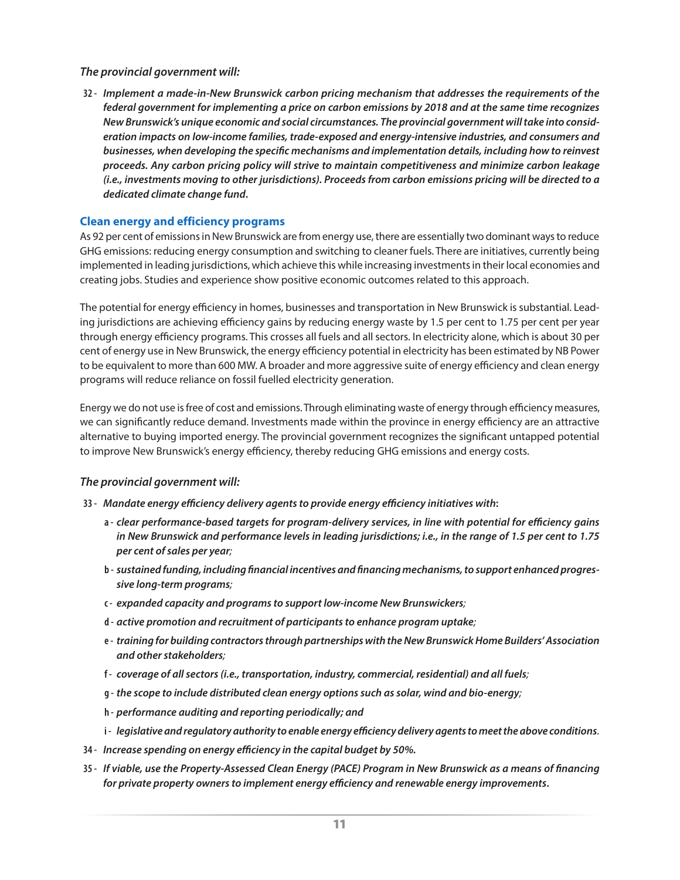*The provincial government will:*

32 - ***Implement a made-in-New Brunswick carbon pricing mechanism that addresses the requirements of the federal government for implementing a price on carbon emissions by 2018 and at the same time recognizes New Brunswick's unique economic and social circumstances. The provincial government will take into consideration impacts on low-income families, trade-exposed and energy-intensive industries, and consumers and businesses, when developing the specific mechanisms and implementation details, including how to reinvest proceeds. Any carbon pricing policy will strive to maintain competitiveness and minimize carbon leakage (i.e., investments moving to other jurisdictions). Proceeds from carbon emissions pricing will be directed to a dedicated climate change fund.***

## Clean energy and efficiency programs

As 92 per cent of emissions in New Brunswick are from energy use, there are essentially two dominant ways to reduce GHG emissions: reducing energy consumption and switching to cleaner fuels. There are initiatives, currently being implemented in leading jurisdictions, which achieve this while increasing investments in their local economies and creating jobs. Studies and experience show positive economic outcomes related to this approach.

The potential for energy efficiency in homes, businesses and transportation in New Brunswick is substantial. Leading jurisdictions are achieving efficiency gains by reducing energy waste by 1.5 per cent to 1.75 per cent per year through energy efficiency programs. This crosses all fuels and all sectors. In electricity alone, which is about 30 per cent of energy use in New Brunswick, the energy efficiency potential in electricity has been estimated by NB Power to be equivalent to more than 600 MW. A broader and more aggressive suite of energy efficiency and clean energy programs will reduce reliance on fossil fuelled electricity generation.

Energy we do not use is free of cost and emissions. Through eliminating waste of energy through efficiency measures, we can significantly reduce demand. Investments made within the province in energy efficiency are an attractive alternative to buying imported energy. The provincial government recognizes the significant untapped potential to improve New Brunswick's energy efficiency, thereby reducing GHG emissions and energy costs.

*The provincial government will:*

33 - ***Mandate energy efficiency delivery agents to provide energy efficiency initiatives with:***

- a - ***clear performance-based targets for program-delivery services, in line with potential for efficiency gains in New Brunswick and performance levels in leading jurisdictions; i.e., in the range of 1.5 per cent to 1.75 per cent of sales per year;***
- b - ***sustained funding, including financial incentives and financing mechanisms, to support enhanced progressive long-term programs;***
- c - ***expanded capacity and programs to support low-income New Brunswickers;***
- d - ***active promotion and recruitment of participants to enhance program uptake;***
- e - ***training for building contractors through partnerships with the New Brunswick Home Builders' Association and other stakeholders;***
- f - ***coverage of all sectors (i.e., transportation, industry, commercial, residential) and all fuels;***
- g - ***the scope to include distributed clean energy options such as solar, wind and bio-energy;***
- h - ***performance auditing and reporting periodically; and***
- i - ***legislative and regulatory authority to enable energy efficiency delivery agents to meet the above conditions.***

34 - ***Increase spending on energy efficiency in the capital budget by 50%.***

35 - ***If viable, use the Property-Assessed Clean Energy (PACE) Program in New Brunswick as a means of financing for private property owners to implement energy efficiency and renewable energy improvements.***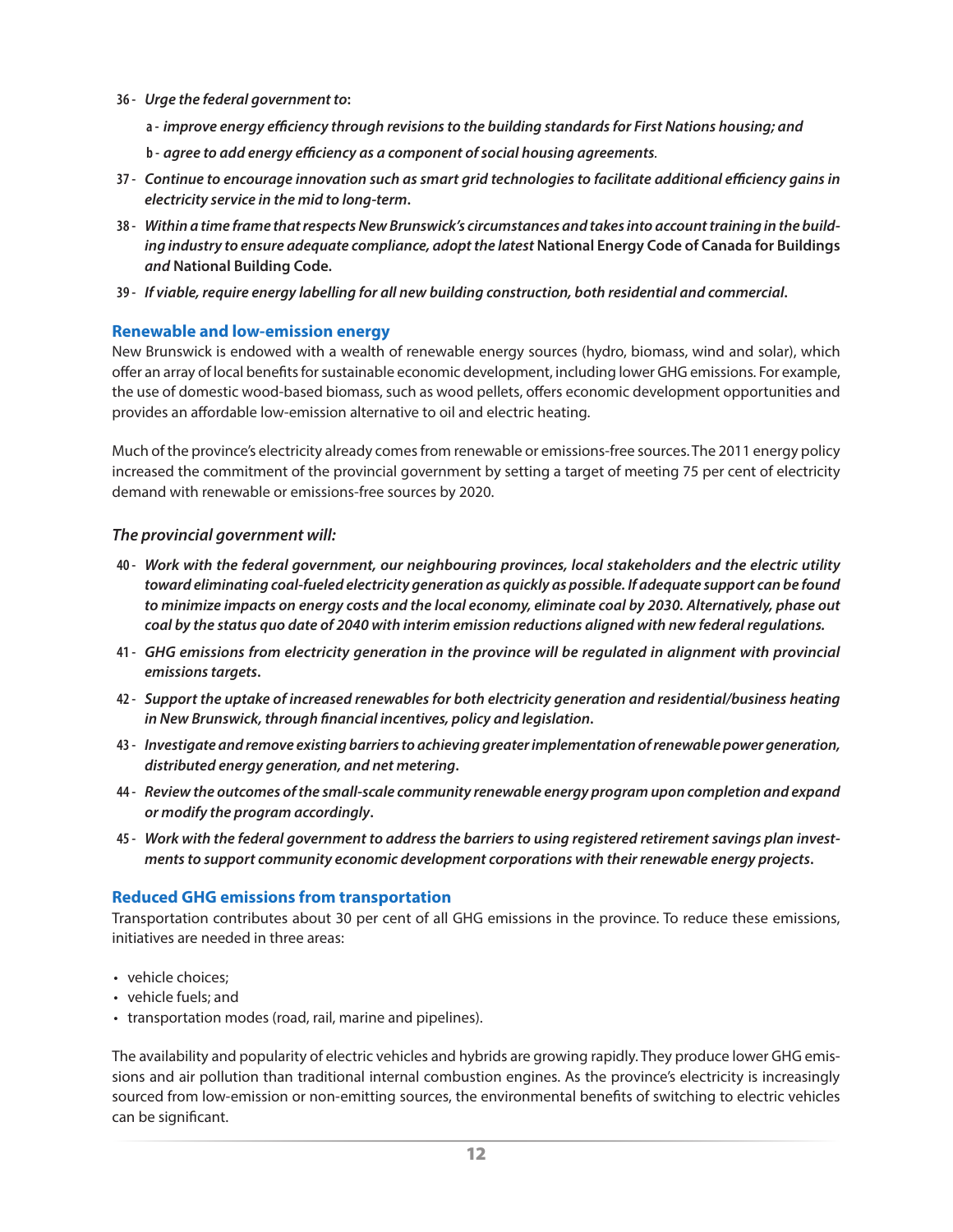36 - *Urge the federal government to:*

a - ***improve energy efficiency through revisions to the building standards for First Nations housing; and***

b - ***agree to add energy efficiency as a component of social housing agreements.***

37 - ***Continue to encourage innovation such as smart grid technologies to facilitate additional efficiency gains in electricity service in the mid to long-term.***

38 - ***Within a time frame that respects New Brunswick's circumstances and takes into account training in the building industry to ensure adequate compliance, adopt the latest* National Energy Code of Canada for Buildings *and* National Building Code.**

39 - ***If viable, require energy labelling for all new building construction, both residential and commercial.***

## Renewable and low-emission energy

New Brunswick is endowed with a wealth of renewable energy sources (hydro, biomass, wind and solar), which offer an array of local benefits for sustainable economic development, including lower GHG emissions. For example, the use of domestic wood-based biomass, such as wood pellets, offers economic development opportunities and provides an affordable low-emission alternative to oil and electric heating.

Much of the province's electricity already comes from renewable or emissions-free sources. The 2011 energy policy increased the commitment of the provincial government by setting a target of meeting 75 per cent of electricity demand with renewable or emissions-free sources by 2020.

*The provincial government will:*

40 - ***Work with the federal government, our neighbouring provinces, local stakeholders and the electric utility toward eliminating coal-fueled electricity generation as quickly as possible. If adequate support can be found to minimize impacts on energy costs and the local economy, eliminate coal by 2030. Alternatively, phase out coal by the status quo date of 2040 with interim emission reductions aligned with new federal regulations.***

41 - ***GHG emissions from electricity generation in the province will be regulated in alignment with provincial emissions targets.***

42 - ***Support the uptake of increased renewables for both electricity generation and residential/business heating in New Brunswick, through financial incentives, policy and legislation.***

43 - ***Investigate and remove existing barriers to achieving greater implementation of renewable power generation, distributed energy generation, and net metering.***

44 - ***Review the outcomes of the small-scale community renewable energy program upon completion and expand or modify the program accordingly.***

45 - ***Work with the federal government to address the barriers to using registered retirement savings plan investments to support community economic development corporations with their renewable energy projects.***

## Reduced GHG emissions from transportation

Transportation contributes about 30 per cent of all GHG emissions in the province. To reduce these emissions, initiatives are needed in three areas:

- vehicle choices;
- vehicle fuels; and
- transportation modes (road, rail, marine and pipelines).

The availability and popularity of electric vehicles and hybrids are growing rapidly. They produce lower GHG emissions and air pollution than traditional internal combustion engines. As the province's electricity is increasingly sourced from low-emission or non-emitting sources, the environmental benefits of switching to electric vehicles can be significant.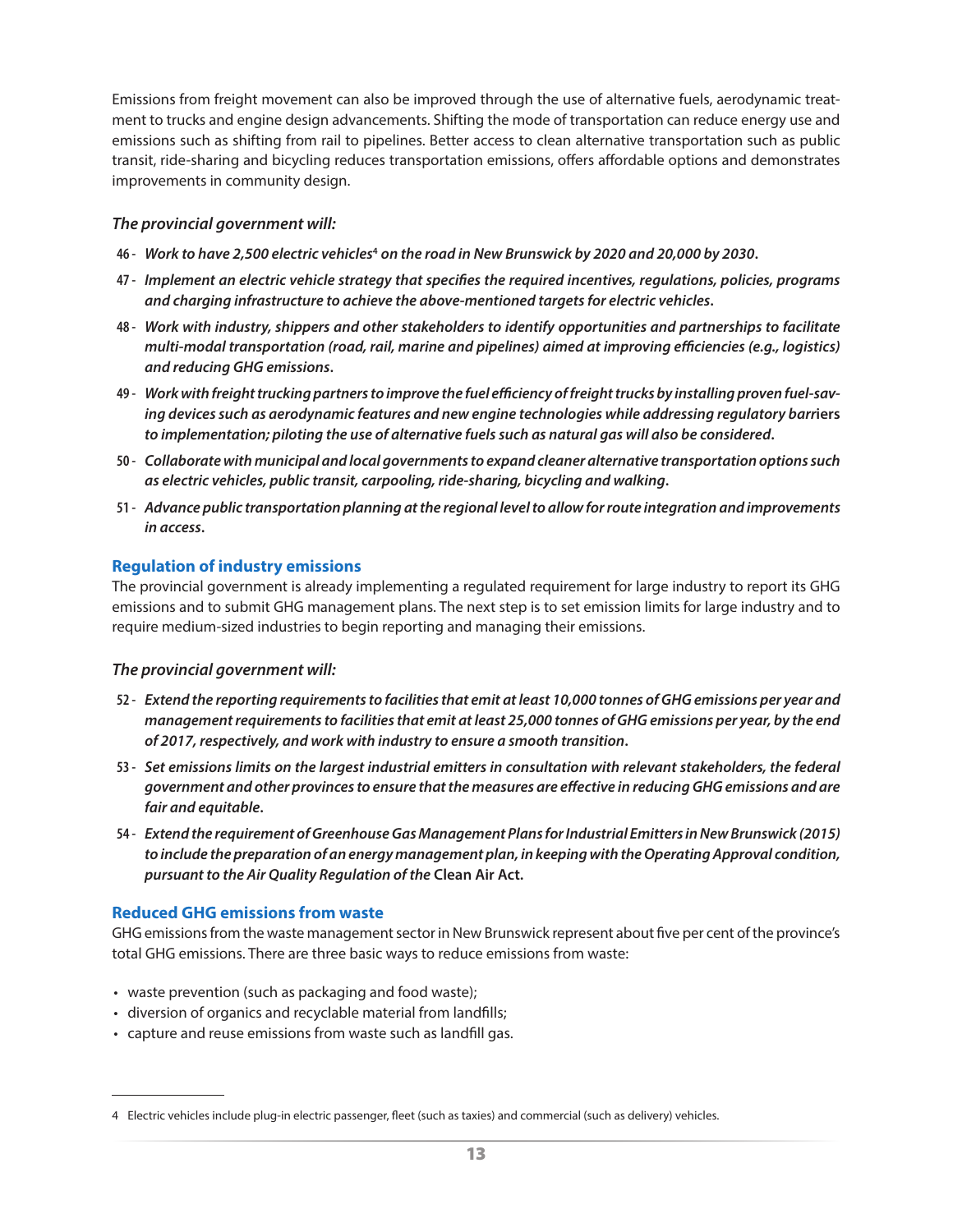Emissions from freight movement can also be improved through the use of alternative fuels, aerodynamic treatment to trucks and engine design advancements. Shifting the mode of transportation can reduce energy use and emissions such as shifting from rail to pipelines. Better access to clean alternative transportation such as public transit, ride-sharing and bicycling reduces transportation emissions, offers affordable options and demonstrates improvements in community design.

*The provincial government will:*

46 - ***Work to have 2,500 electric vehicles[4] on the road in New Brunswick by 2020 and 20,000 by 2030.***

47 - ***Implement an electric vehicle strategy that specifies the required incentives, regulations, policies, programs and charging infrastructure to achieve the above-mentioned targets for electric vehicles.***

48 - ***Work with industry, shippers and other stakeholders to identify opportunities and partnerships to facilitate multi-modal transportation (road, rail, marine and pipelines) aimed at improving efficiencies (e.g., logistics) and reducing GHG emissions.***

49 - ***Work with freight trucking partners to improve the fuel efficiency of freight trucks by installing proven fuel-saving devices such as aerodynamic features and new engine technologies while addressing regulatory barriers to implementation; piloting the use of alternative fuels such as natural gas will also be considered.***

50 - ***Collaborate with municipal and local governments to expand cleaner alternative transportation options such as electric vehicles, public transit, carpooling, ride-sharing, bicycling and walking.***

51 - ***Advance public transportation planning at the regional level to allow for route integration and improvements in access.***

## Regulation of industry emissions

The provincial government is already implementing a regulated requirement for large industry to report its GHG emissions and to submit GHG management plans. The next step is to set emission limits for large industry and to require medium-sized industries to begin reporting and managing their emissions.

*The provincial government will:*

52 - ***Extend the reporting requirements to facilities that emit at least 10,000 tonnes of GHG emissions per year and management requirements to facilities that emit at least 25,000 tonnes of GHG emissions per year, by the end of 2017, respectively, and work with industry to ensure a smooth transition.***

53 - ***Set emissions limits on the largest industrial emitters in consultation with relevant stakeholders, the federal government and other provinces to ensure that the measures are effective in reducing GHG emissions and are fair and equitable.***

54 - ***Extend the requirement of Greenhouse Gas Management Plans for Industrial Emitters in New Brunswick (2015) to include the preparation of an energy management plan, in keeping with the Operating Approval condition, pursuant to the Air Quality Regulation of the* Clean Air Act.**

## Reduced GHG emissions from waste

GHG emissions from the waste management sector in New Brunswick represent about five per cent of the province's total GHG emissions. There are three basic ways to reduce emissions from waste:

- waste prevention (such as packaging and food waste);
- diversion of organics and recyclable material from landfills;
- capture and reuse emissions from waste such as landfill gas.

---

4 Electric vehicles include plug-in electric passenger, fleet (such as taxies) and commercial (such as delivery) vehicles.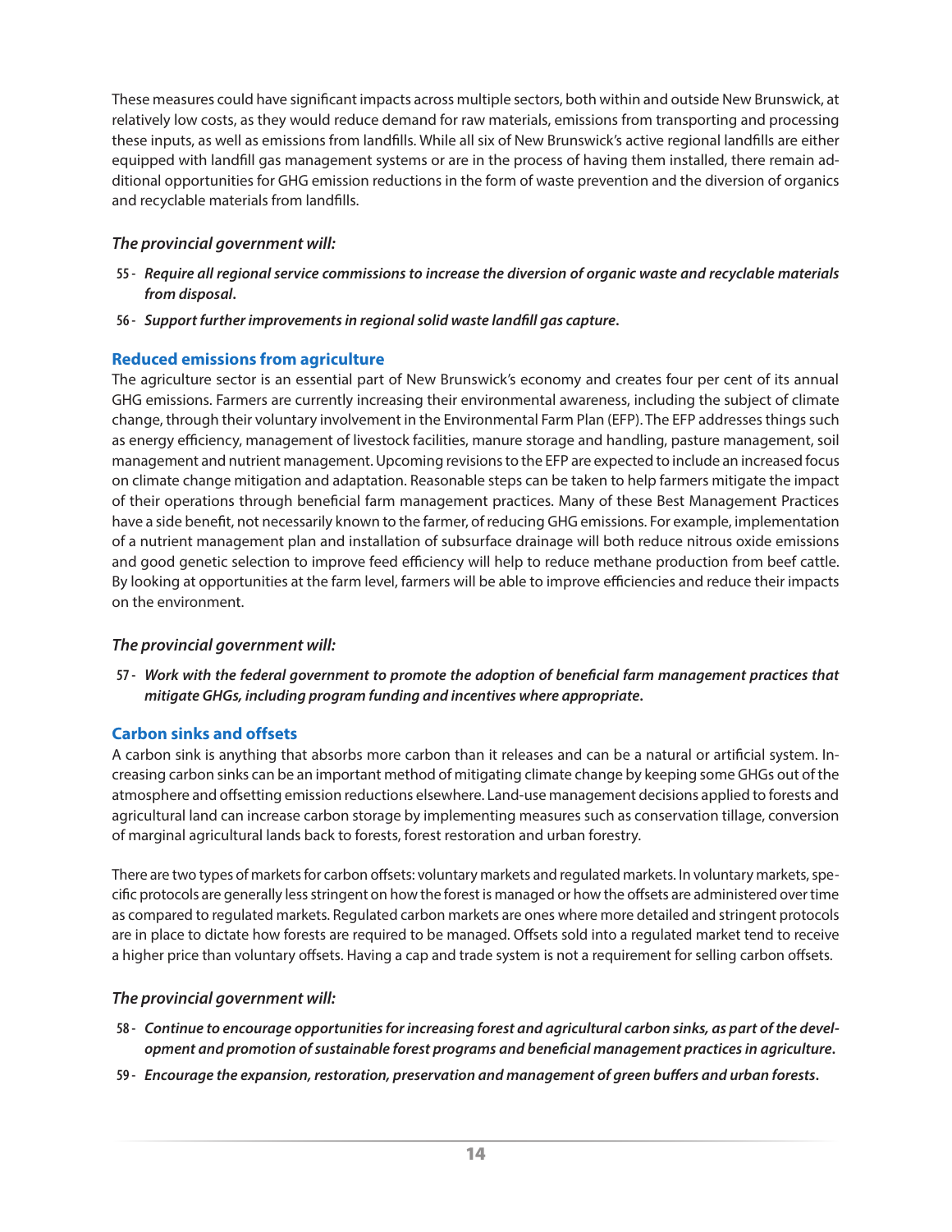These measures could have significant impacts across multiple sectors, both within and outside New Brunswick, at relatively low costs, as they would reduce demand for raw materials, emissions from transporting and processing these inputs, as well as emissions from landfills. While all six of New Brunswick's active regional landfills are either equipped with landfill gas management systems or are in the process of having them installed, there remain additional opportunities for GHG emission reductions in the form of waste prevention and the diversion of organics and recyclable materials from landfills.

***The provincial government will:***

55 - ***Require all regional service commissions to increase the diversion of organic waste and recyclable materials from disposal.***

56 - ***Support further improvements in regional solid waste landfill gas capture.***

### Reduced emissions from agriculture

The agriculture sector is an essential part of New Brunswick's economy and creates four per cent of its annual GHG emissions. Farmers are currently increasing their environmental awareness, including the subject of climate change, through their voluntary involvement in the Environmental Farm Plan (EFP). The EFP addresses things such as energy efficiency, management of livestock facilities, manure storage and handling, pasture management, soil management and nutrient management. Upcoming revisions to the EFP are expected to include an increased focus on climate change mitigation and adaptation. Reasonable steps can be taken to help farmers mitigate the impact of their operations through beneficial farm management practices. Many of these Best Management Practices have a side benefit, not necessarily known to the farmer, of reducing GHG emissions. For example, implementation of a nutrient management plan and installation of subsurface drainage will both reduce nitrous oxide emissions and good genetic selection to improve feed efficiency will help to reduce methane production from beef cattle. By looking at opportunities at the farm level, farmers will be able to improve efficiencies and reduce their impacts on the environment.

***The provincial government will:***

57 - ***Work with the federal government to promote the adoption of beneficial farm management practices that mitigate GHGs, including program funding and incentives where appropriate.***

### Carbon sinks and offsets

A carbon sink is anything that absorbs more carbon than it releases and can be a natural or artificial system. Increasing carbon sinks can be an important method of mitigating climate change by keeping some GHGs out of the atmosphere and offsetting emission reductions elsewhere. Land-use management decisions applied to forests and agricultural land can increase carbon storage by implementing measures such as conservation tillage, conversion of marginal agricultural lands back to forests, forest restoration and urban forestry.

There are two types of markets for carbon offsets: voluntary markets and regulated markets. In voluntary markets, specific protocols are generally less stringent on how the forest is managed or how the offsets are administered over time as compared to regulated markets. Regulated carbon markets are ones where more detailed and stringent protocols are in place to dictate how forests are required to be managed. Offsets sold into a regulated market tend to receive a higher price than voluntary offsets. Having a cap and trade system is not a requirement for selling carbon offsets.

***The provincial government will:***

58 - ***Continue to encourage opportunities for increasing forest and agricultural carbon sinks, as part of the development and promotion of sustainable forest programs and beneficial management practices in agriculture.***

59 - ***Encourage the expansion, restoration, preservation and management of green buffers and urban forests.***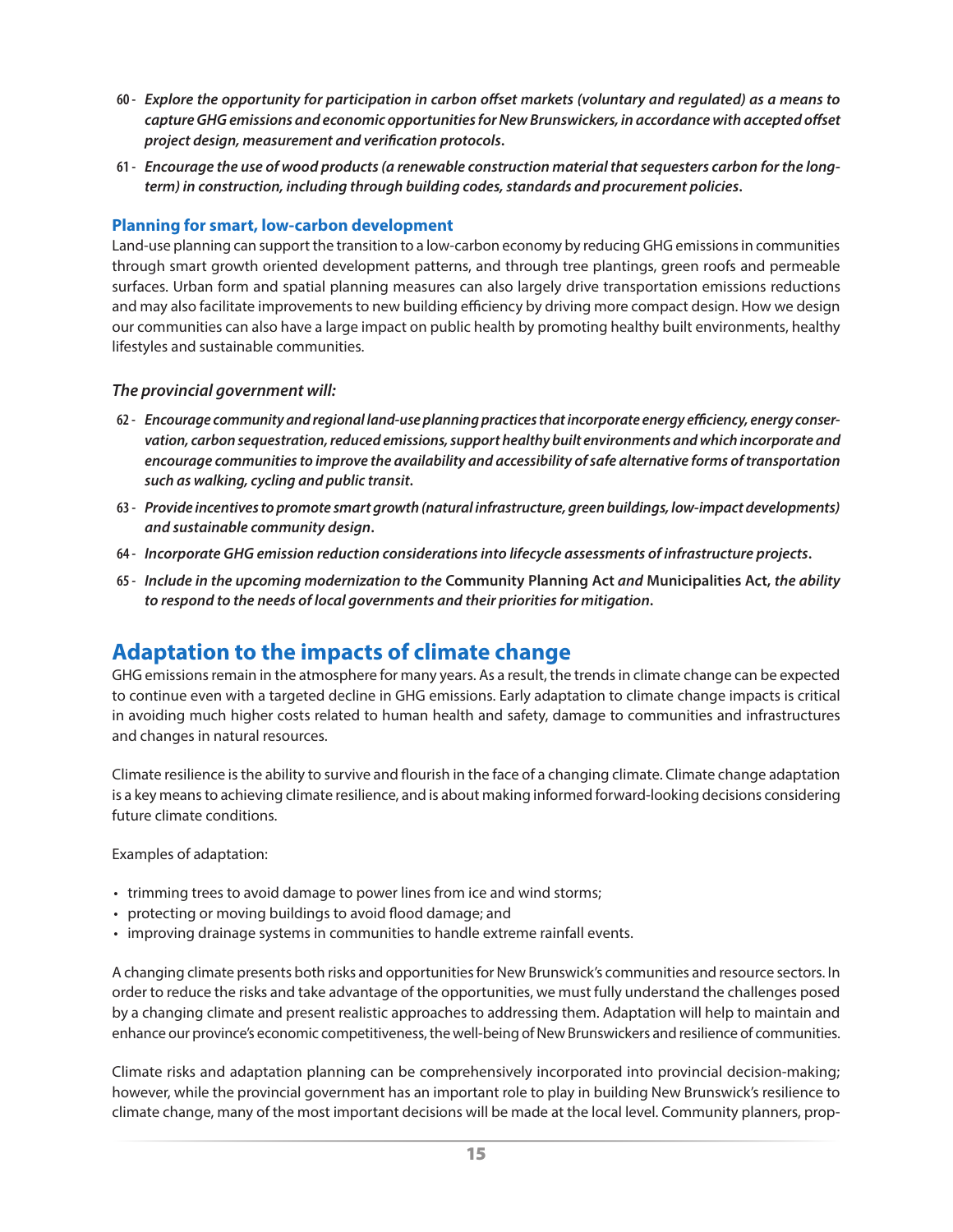60 - ***Explore the opportunity for participation in carbon offset markets (voluntary and regulated) as a means to capture GHG emissions and economic opportunities for New Brunswickers, in accordance with accepted offset project design, measurement and verification protocols.***

61 - ***Encourage the use of wood products (a renewable construction material that sequesters carbon for the long-term) in construction, including through building codes, standards and procurement policies.***

### Planning for smart, low-carbon development

Land-use planning can support the transition to a low-carbon economy by reducing GHG emissions in communities through smart growth oriented development patterns, and through tree plantings, green roofs and permeable surfaces. Urban form and spatial planning measures can also largely drive transportation emissions reductions and may also facilitate improvements to new building efficiency by driving more compact design. How we design our communities can also have a large impact on public health by promoting healthy built environments, healthy lifestyles and sustainable communities.

***The provincial government will:***

62 - ***Encourage community and regional land-use planning practices that incorporate energy efficiency, energy conservation, carbon sequestration, reduced emissions, support healthy built environments and which incorporate and encourage communities to improve the availability and accessibility of safe alternative forms of transportation such as walking, cycling and public transit.***

63 - ***Provide incentives to promote smart growth (natural infrastructure, green buildings, low-impact developments) and sustainable community design.***

64 - ***Incorporate GHG emission reduction considerations into lifecycle assessments of infrastructure projects.***

65 - ***Include in the upcoming modernization to the* Community Planning Act *and* Municipalities Act*, the ability to respond to the needs of local governments and their priorities for mitigation.***

## Adaptation to the impacts of climate change

GHG emissions remain in the atmosphere for many years. As a result, the trends in climate change can be expected to continue even with a targeted decline in GHG emissions. Early adaptation to climate change impacts is critical in avoiding much higher costs related to human health and safety, damage to communities and infrastructures and changes in natural resources.

Climate resilience is the ability to survive and flourish in the face of a changing climate. Climate change adaptation is a key means to achieving climate resilience, and is about making informed forward-looking decisions considering future climate conditions.

Examples of adaptation:

- trimming trees to avoid damage to power lines from ice and wind storms;
- protecting or moving buildings to avoid flood damage; and
- improving drainage systems in communities to handle extreme rainfall events.

A changing climate presents both risks and opportunities for New Brunswick's communities and resource sectors. In order to reduce the risks and take advantage of the opportunities, we must fully understand the challenges posed by a changing climate and present realistic approaches to addressing them. Adaptation will help to maintain and enhance our province's economic competitiveness, the well-being of New Brunswickers and resilience of communities.

Climate risks and adaptation planning can be comprehensively incorporated into provincial decision-making; however, while the provincial government has an important role to play in building New Brunswick's resilience to climate change, many of the most important decisions will be made at the local level. Community planners, prop-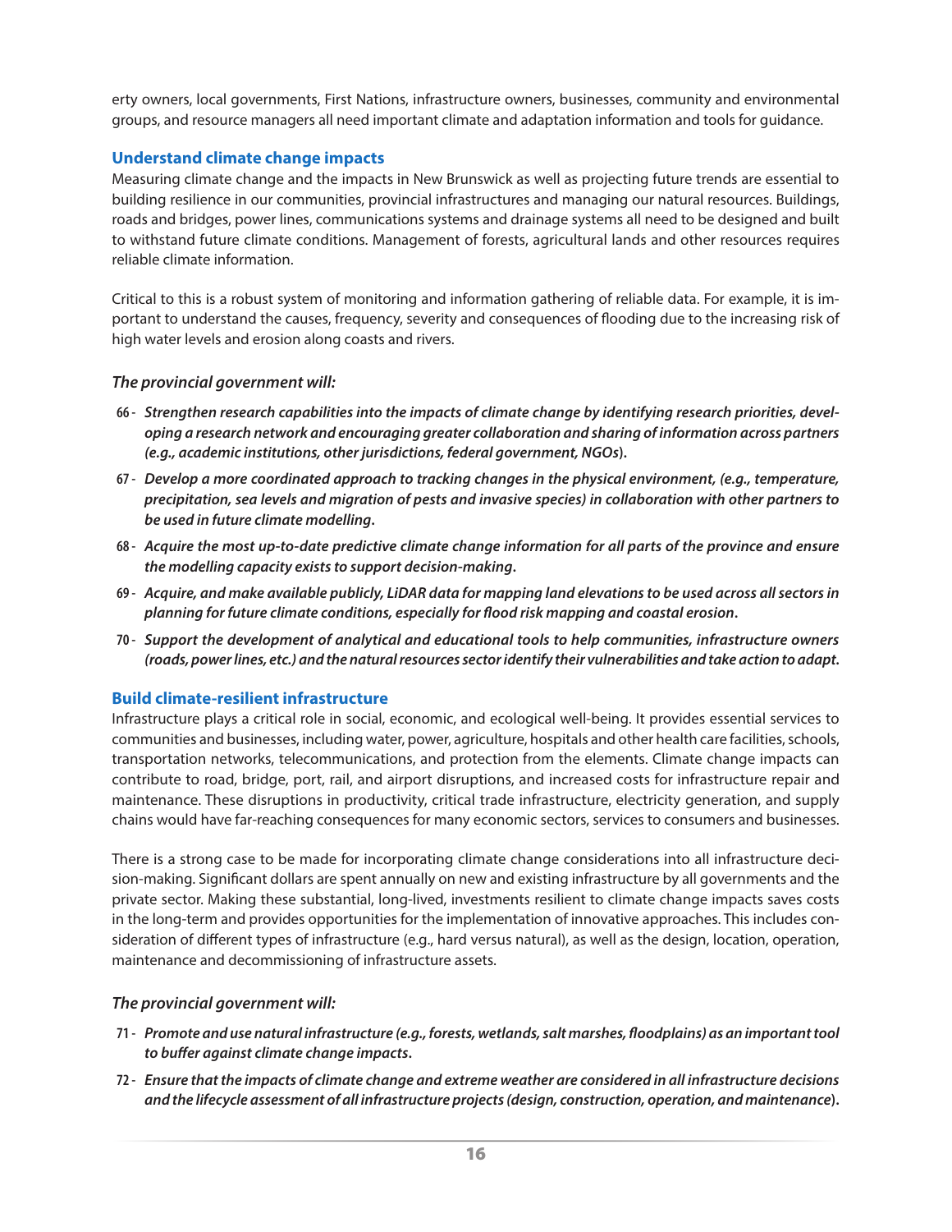erty owners, local governments, First Nations, infrastructure owners, businesses, community and environmental groups, and resource managers all need important climate and adaptation information and tools for guidance.

## Understand climate change impacts

Measuring climate change and the impacts in New Brunswick as well as projecting future trends are essential to building resilience in our communities, provincial infrastructures and managing our natural resources. Buildings, roads and bridges, power lines, communications systems and drainage systems all need to be designed and built to withstand future climate conditions. Management of forests, agricultural lands and other resources requires reliable climate information.

Critical to this is a robust system of monitoring and information gathering of reliable data. For example, it is important to understand the causes, frequency, severity and consequences of flooding due to the increasing risk of high water levels and erosion along coasts and rivers.

### *The provincial government will:*

66 - ***Strengthen research capabilities into the impacts of climate change by identifying research priorities, developing a research network and encouraging greater collaboration and sharing of information across partners (e.g., academic institutions, other jurisdictions, federal government, NGOs).***

67 - ***Develop a more coordinated approach to tracking changes in the physical environment, (e.g., temperature, precipitation, sea levels and migration of pests and invasive species) in collaboration with other partners to be used in future climate modelling.***

68 - ***Acquire the most up-to-date predictive climate change information for all parts of the province and ensure the modelling capacity exists to support decision-making.***

69 - ***Acquire, and make available publicly, LiDAR data for mapping land elevations to be used across all sectors in planning for future climate conditions, especially for flood risk mapping and coastal erosion.***

70 - ***Support the development of analytical and educational tools to help communities, infrastructure owners (roads, power lines, etc.) and the natural resources sector identify their vulnerabilities and take action to adapt.***

## Build climate-resilient infrastructure

Infrastructure plays a critical role in social, economic, and ecological well-being. It provides essential services to communities and businesses, including water, power, agriculture, hospitals and other health care facilities, schools, transportation networks, telecommunications, and protection from the elements. Climate change impacts can contribute to road, bridge, port, rail, and airport disruptions, and increased costs for infrastructure repair and maintenance. These disruptions in productivity, critical trade infrastructure, electricity generation, and supply chains would have far-reaching consequences for many economic sectors, services to consumers and businesses.

There is a strong case to be made for incorporating climate change considerations into all infrastructure decision-making. Significant dollars are spent annually on new and existing infrastructure by all governments and the private sector. Making these substantial, long-lived, investments resilient to climate change impacts saves costs in the long-term and provides opportunities for the implementation of innovative approaches. This includes consideration of different types of infrastructure (e.g., hard versus natural), as well as the design, location, operation, maintenance and decommissioning of infrastructure assets.

### *The provincial government will:*

71 - ***Promote and use natural infrastructure (e.g., forests, wetlands, salt marshes, floodplains) as an important tool to buffer against climate change impacts.***

72 - ***Ensure that the impacts of climate change and extreme weather are considered in all infrastructure decisions and the lifecycle assessment of all infrastructure projects (design, construction, operation, and maintenance).***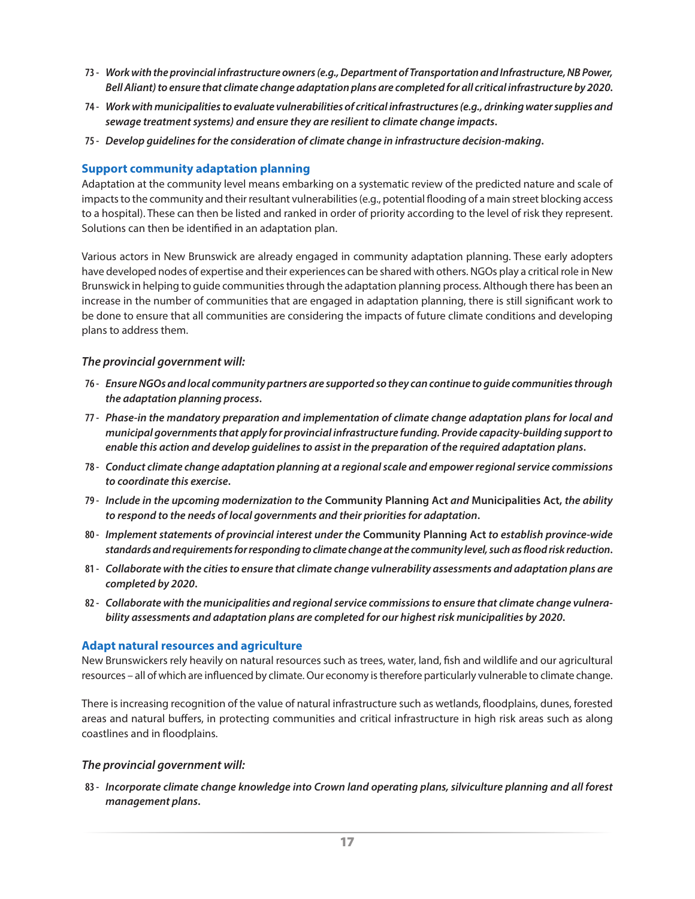73 - ***Work with the provincial infrastructure owners (e.g., Department of Transportation and Infrastructure, NB Power, Bell Aliant) to ensure that climate change adaptation plans are completed for all critical infrastructure by 2020.***

74 - ***Work with municipalities to evaluate vulnerabilities of critical infrastructures (e.g., drinking water supplies and sewage treatment systems) and ensure they are resilient to climate change impacts.***

75 - ***Develop guidelines for the consideration of climate change in infrastructure decision-making.***

## Support community adaptation planning

Adaptation at the community level means embarking on a systematic review of the predicted nature and scale of impacts to the community and their resultant vulnerabilities (e.g., potential flooding of a main street blocking access to a hospital). These can then be listed and ranked in order of priority according to the level of risk they represent. Solutions can then be identified in an adaptation plan.

Various actors in New Brunswick are already engaged in community adaptation planning. These early adopters have developed nodes of expertise and their experiences can be shared with others. NGOs play a critical role in New Brunswick in helping to guide communities through the adaptation planning process. Although there has been an increase in the number of communities that are engaged in adaptation planning, there is still significant work to be done to ensure that all communities are considering the impacts of future climate conditions and developing plans to address them.

*The provincial government will:*

76 - ***Ensure NGOs and local community partners are supported so they can continue to guide communities through the adaptation planning process.***

77 - ***Phase-in the mandatory preparation and implementation of climate change adaptation plans for local and municipal governments that apply for provincial infrastructure funding. Provide capacity-building support to enable this action and develop guidelines to assist in the preparation of the required adaptation plans.***

78 - ***Conduct climate change adaptation planning at a regional scale and empower regional service commissions to coordinate this exercise.***

79 - ***Include in the upcoming modernization to the* Community Planning Act *and* Municipalities Act*, the ability to respond to the needs of local governments and their priorities for adaptation.***

80 - ***Implement statements of provincial interest under the* Community Planning Act *to establish province-wide standards and requirements for responding to climate change at the community level, such as flood risk reduction.***

81 - ***Collaborate with the cities to ensure that climate change vulnerability assessments and adaptation plans are completed by 2020.***

82 - ***Collaborate with the municipalities and regional service commissions to ensure that climate change vulnerability assessments and adaptation plans are completed for our highest risk municipalities by 2020.***

## Adapt natural resources and agriculture

New Brunswickers rely heavily on natural resources such as trees, water, land, fish and wildlife and our agricultural resources – all of which are influenced by climate. Our economy is therefore particularly vulnerable to climate change.

There is increasing recognition of the value of natural infrastructure such as wetlands, floodplains, dunes, forested areas and natural buffers, in protecting communities and critical infrastructure in high risk areas such as along coastlines and in floodplains.

*The provincial government will:*

83 - ***Incorporate climate change knowledge into Crown land operating plans, silviculture planning and all forest management plans.***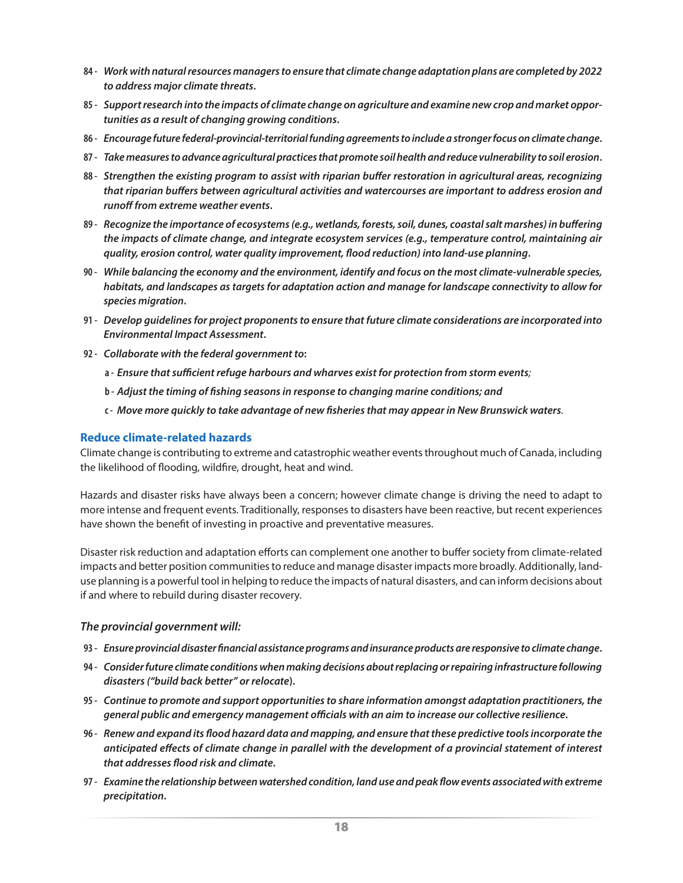84 - ***Work with natural resources managers to ensure that climate change adaptation plans are completed by 2022 to address major climate threats.***

85 - ***Support research into the impacts of climate change on agriculture and examine new crop and market opportunities as a result of changing growing conditions.***

86 - ***Encourage future federal-provincial-territorial funding agreements to include a stronger focus on climate change.***

87 - ***Take measures to advance agricultural practices that promote soil health and reduce vulnerability to soil erosion.***

88 - ***Strengthen the existing program to assist with riparian buffer restoration in agricultural areas, recognizing that riparian buffers between agricultural activities and watercourses are important to address erosion and runoff from extreme weather events.***

89 - ***Recognize the importance of ecosystems (e.g., wetlands, forests, soil, dunes, coastal salt marshes) in buffering the impacts of climate change, and integrate ecosystem services (e.g., temperature control, maintaining air quality, erosion control, water quality improvement, flood reduction) into land-use planning.***

90 - ***While balancing the economy and the environment, identify and focus on the most climate-vulnerable species, habitats, and landscapes as targets for adaptation action and manage for landscape connectivity to allow for species migration.***

91 - ***Develop guidelines for project proponents to ensure that future climate considerations are incorporated into Environmental Impact Assessment.***

92 - ***Collaborate with the federal government to:***

- a - ***Ensure that sufficient refuge harbours and wharves exist for protection from storm events;***
- b - ***Adjust the timing of fishing seasons in response to changing marine conditions; and***
- c - ***Move more quickly to take advantage of new fisheries that may appear in New Brunswick waters.***

### Reduce climate-related hazards

Climate change is contributing to extreme and catastrophic weather events throughout much of Canada, including the likelihood of flooding, wildfire, drought, heat and wind.

Hazards and disaster risks have always been a concern; however climate change is driving the need to adapt to more intense and frequent events. Traditionally, responses to disasters have been reactive, but recent experiences have shown the benefit of investing in proactive and preventative measures.

Disaster risk reduction and adaptation efforts can complement one another to buffer society from climate-related impacts and better position communities to reduce and manage disaster impacts more broadly. Additionally, land-use planning is a powerful tool in helping to reduce the impacts of natural disasters, and can inform decisions about if and where to rebuild during disaster recovery.

#### *The provincial government will:*

93 - ***Ensure provincial disaster financial assistance programs and insurance products are responsive to climate change.***

94 - ***Consider future climate conditions when making decisions about replacing or repairing infrastructure following disasters ("build back better" or relocate).***

95 - ***Continue to promote and support opportunities to share information amongst adaptation practitioners, the general public and emergency management officials with an aim to increase our collective resilience.***

96 - ***Renew and expand its flood hazard data and mapping, and ensure that these predictive tools incorporate the anticipated effects of climate change in parallel with the development of a provincial statement of interest that addresses flood risk and climate.***

97 - ***Examine the relationship between watershed condition, land use and peak flow events associated with extreme precipitation.***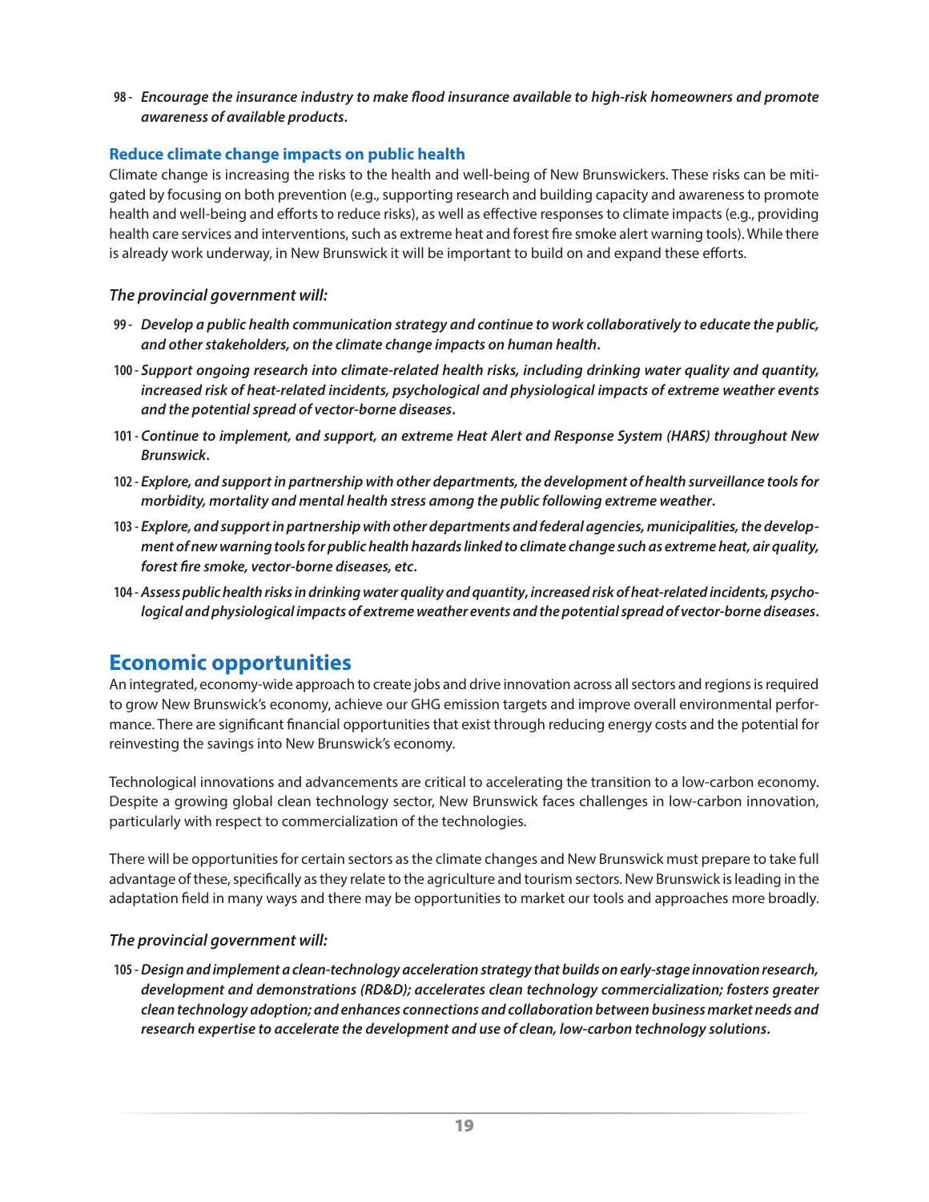98 - ***Encourage the insurance industry to make flood insurance available to high-risk homeowners and promote awareness of available products.***

### Reduce climate change impacts on public health

Climate change is increasing the risks to the health and well-being of New Brunswickers. These risks can be mitigated by focusing on both prevention (e.g., supporting research and building capacity and awareness to promote health and well-being and efforts to reduce risks), as well as effective responses to climate impacts (e.g., providing health care services and interventions, such as extreme heat and forest fire smoke alert warning tools). While there is already work underway, in New Brunswick it will be important to build on and expand these efforts.

*The provincial government will:*

99 - ***Develop a public health communication strategy and continue to work collaboratively to educate the public, and other stakeholders, on the climate change impacts on human health.***

100 - ***Support ongoing research into climate-related health risks, including drinking water quality and quantity, increased risk of heat-related incidents, psychological and physiological impacts of extreme weather events and the potential spread of vector-borne diseases.***

101 - ***Continue to implement, and support, an extreme Heat Alert and Response System (HARS) throughout New Brunswick.***

102 - ***Explore, and support in partnership with other departments, the development of health surveillance tools for morbidity, mortality and mental health stress among the public following extreme weather.***

103 - ***Explore, and support in partnership with other departments and federal agencies, municipalities, the development of new warning tools for public health hazards linked to climate change such as extreme heat, air quality, forest fire smoke, vector-borne diseases, etc.***

104 - ***Assess public health risks in drinking water quality and quantity, increased risk of heat-related incidents, psychological and physiological impacts of extreme weather events and the potential spread of vector-borne diseases.***

## Economic opportunities

An integrated, economy-wide approach to create jobs and drive innovation across all sectors and regions is required to grow New Brunswick's economy, achieve our GHG emission targets and improve overall environmental performance. There are significant financial opportunities that exist through reducing energy costs and the potential for reinvesting the savings into New Brunswick's economy.

Technological innovations and advancements are critical to accelerating the transition to a low-carbon economy. Despite a growing global clean technology sector, New Brunswick faces challenges in low-carbon innovation, particularly with respect to commercialization of the technologies.

There will be opportunities for certain sectors as the climate changes and New Brunswick must prepare to take full advantage of these, specifically as they relate to the agriculture and tourism sectors. New Brunswick is leading in the adaptation field in many ways and there may be opportunities to market our tools and approaches more broadly.

*The provincial government will:*

105 - ***Design and implement a clean-technology acceleration strategy that builds on early-stage innovation research, development and demonstrations (RD&D); accelerates clean technology commercialization; fosters greater clean technology adoption; and enhances connections and collaboration between business market needs and research expertise to accelerate the development and use of clean, low-carbon technology solutions.***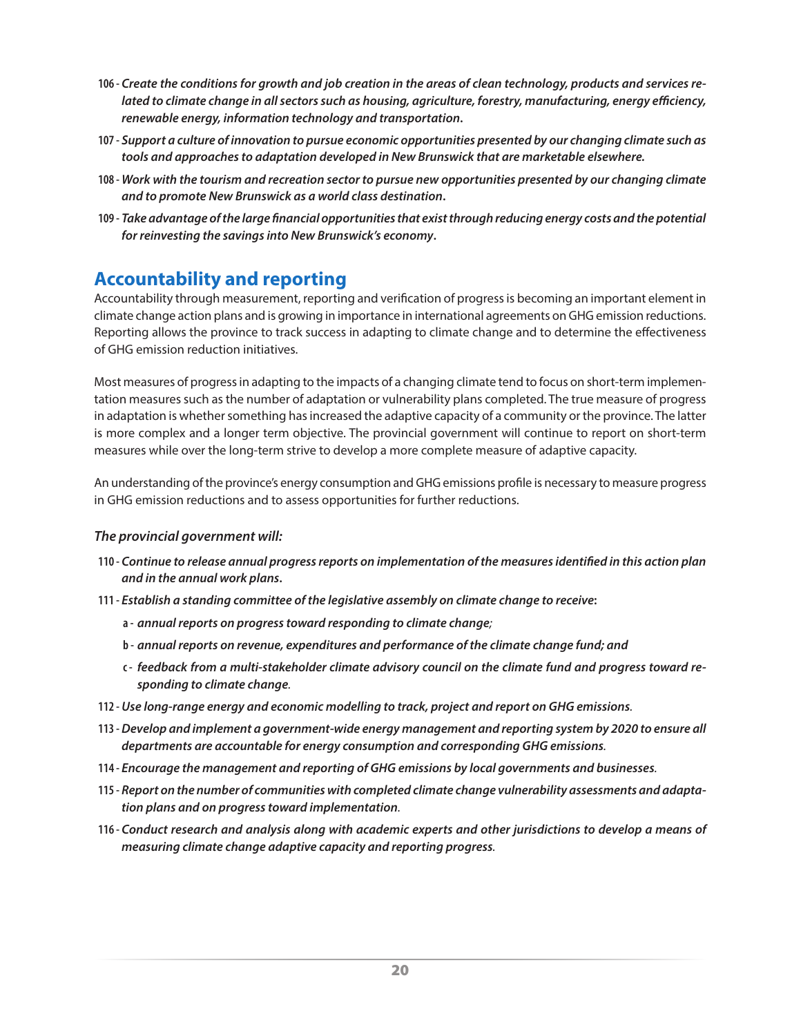106 - ***Create the conditions for growth and job creation in the areas of clean technology, products and services related to climate change in all sectors such as housing, agriculture, forestry, manufacturing, energy efficiency, renewable energy, information technology and transportation.***

107 - ***Support a culture of innovation to pursue economic opportunities presented by our changing climate such as tools and approaches to adaptation developed in New Brunswick that are marketable elsewhere.***

108 - ***Work with the tourism and recreation sector to pursue new opportunities presented by our changing climate and to promote New Brunswick as a world class destination.***

109 - ***Take advantage of the large financial opportunities that exist through reducing energy costs and the potential for reinvesting the savings into New Brunswick's economy.***

## Accountability and reporting

Accountability through measurement, reporting and verification of progress is becoming an important element in climate change action plans and is growing in importance in international agreements on GHG emission reductions. Reporting allows the province to track success in adapting to climate change and to determine the effectiveness of GHG emission reduction initiatives.

Most measures of progress in adapting to the impacts of a changing climate tend to focus on short-term implementation measures such as the number of adaptation or vulnerability plans completed. The true measure of progress in adaptation is whether something has increased the adaptive capacity of a community or the province. The latter is more complex and a longer term objective. The provincial government will continue to report on short-term measures while over the long-term strive to develop a more complete measure of adaptive capacity.

An understanding of the province's energy consumption and GHG emissions profile is necessary to measure progress in GHG emission reductions and to assess opportunities for further reductions.

***The provincial government will:***

110 - ***Continue to release annual progress reports on implementation of the measures identified in this action plan and in the annual work plans.***

111 - ***Establish a standing committee of the legislative assembly on climate change to receive:***

- a - ***annual reports on progress toward responding to climate change;***
- b - ***annual reports on revenue, expenditures and performance of the climate change fund; and***
- c - ***feedback from a multi-stakeholder climate advisory council on the climate fund and progress toward responding to climate change.***

112 - ***Use long-range energy and economic modelling to track, project and report on GHG emissions.***

113 - ***Develop and implement a government-wide energy management and reporting system by 2020 to ensure all departments are accountable for energy consumption and corresponding GHG emissions.***

114 - ***Encourage the management and reporting of GHG emissions by local governments and businesses.***

115 - ***Report on the number of communities with completed climate change vulnerability assessments and adaptation plans and on progress toward implementation.***

116 - ***Conduct research and analysis along with academic experts and other jurisdictions to develop a means of measuring climate change adaptive capacity and reporting progress.***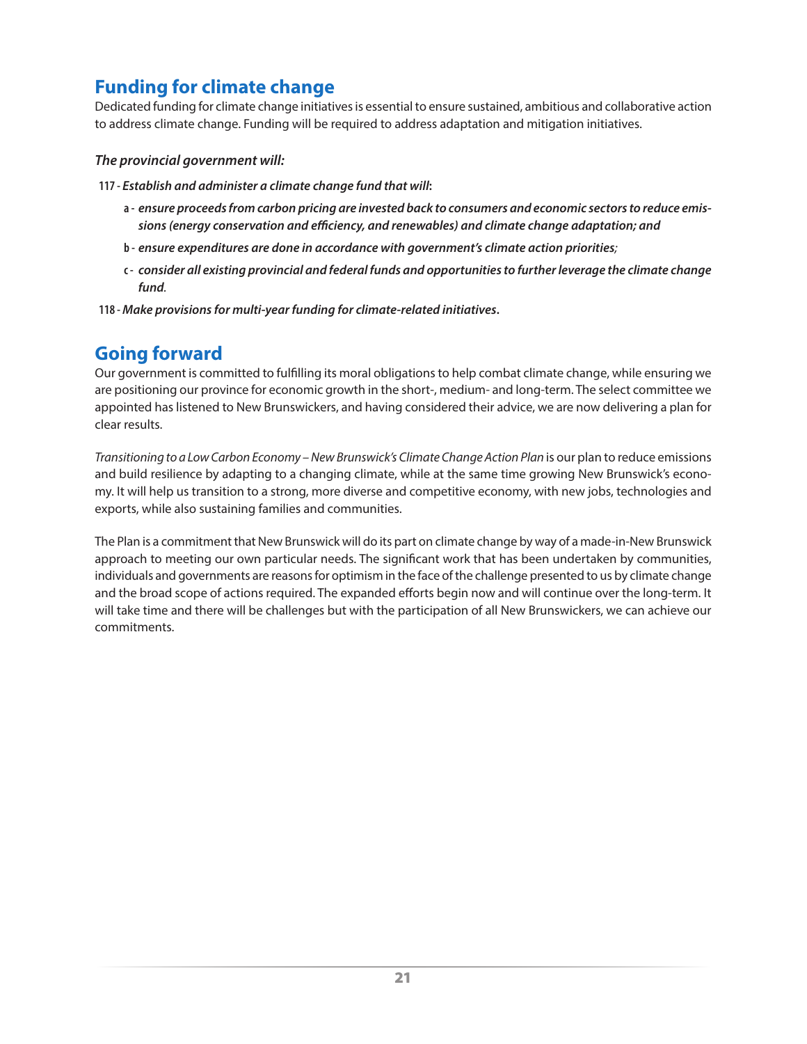## Funding for climate change

Dedicated funding for climate change initiatives is essential to ensure sustained, ambitious and collaborative action to address climate change. Funding will be required to address adaptation and mitigation initiatives.

***The provincial government will:***

117 - ***Establish and administer a climate change fund that will:***

- a - ***ensure proceeds from carbon pricing are invested back to consumers and economic sectors to reduce emissions (energy conservation and efficiency, and renewables) and climate change adaptation; and***
- b - ***ensure expenditures are done in accordance with government's climate action priorities;***
- c - ***consider all existing provincial and federal funds and opportunities to further leverage the climate change fund.***

118 - ***Make provisions for multi-year funding for climate-related initiatives.***

## Going forward

Our government is committed to fulfilling its moral obligations to help combat climate change, while ensuring we are positioning our province for economic growth in the short-, medium- and long-term. The select committee we appointed has listened to New Brunswickers, and having considered their advice, we are now delivering a plan for clear results.

*Transitioning to a Low Carbon Economy – New Brunswick's Climate Change Action Plan* is our plan to reduce emissions and build resilience by adapting to a changing climate, while at the same time growing New Brunswick's economy. It will help us transition to a strong, more diverse and competitive economy, with new jobs, technologies and exports, while also sustaining families and communities.

The Plan is a commitment that New Brunswick will do its part on climate change by way of a made-in-New Brunswick approach to meeting our own particular needs. The significant work that has been undertaken by communities, individuals and governments are reasons for optimism in the face of the challenge presented to us by climate change and the broad scope of actions required. The expanded efforts begin now and will continue over the long-term. It will take time and there will be challenges but with the participation of all New Brunswickers, we can achieve our commitments.